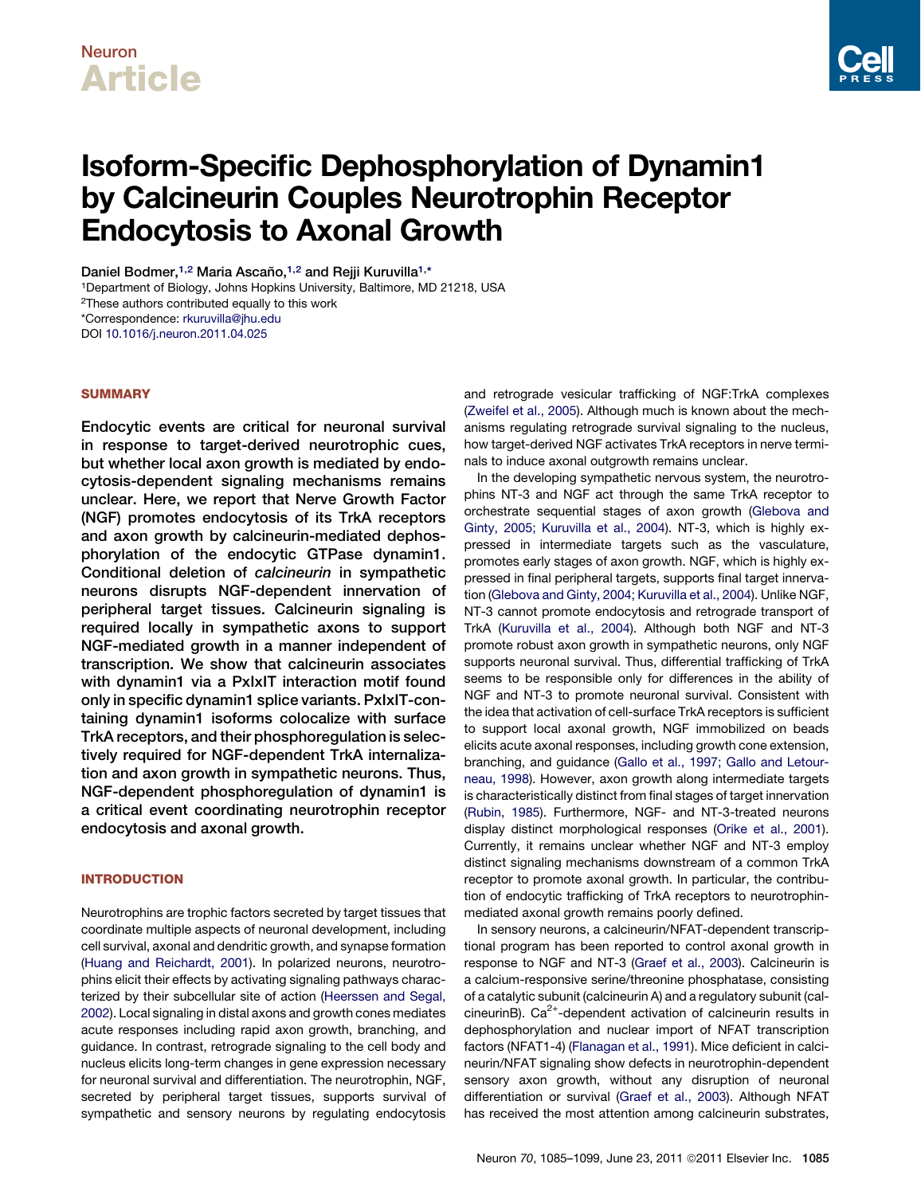Neuron
# Article

# Isoform-Specific Dephosphorylation of Dynamin1 by Calcineurin Couples Neurotrophin Receptor Endocytosis to Axonal Growth

Daniel Bodmer,[1,2] Maria Ascaño,[1,2] and Rejji Kuruvilla[1,*]

[1]Department of Biology, Johns Hopkins University, Baltimore, MD 21218, USA

[2]These authors contributed equally to this work

*Correspondence: rkuruvilla@jhu.edu

DOI 10.1016/j.neuron.2011.04.025

## SUMMARY

**Endocytic events are critical for neuronal survival in response to target-derived neurotrophic cues, but whether local axon growth is mediated by endocytosis-dependent signaling mechanisms remains unclear. Here, we report that Nerve Growth Factor (NGF) promotes endocytosis of its TrkA receptors and axon growth by calcineurin-mediated dephosphorylation of the endocytic GTPase dynamin1. Conditional deletion of *calcineurin* in sympathetic neurons disrupts NGF-dependent innervation of peripheral target tissues. Calcineurin signaling is required locally in sympathetic axons to support NGF-mediated growth in a manner independent of transcription. We show that calcineurin associates with dynamin1 via a PxIxIT interaction motif found only in specific dynamin1 splice variants. PxIxIT-containing dynamin1 isoforms colocalize with surface TrkA receptors, and their phosphoregulation is selectively required for NGF-dependent TrkA internalization and axon growth in sympathetic neurons. Thus, NGF-dependent phosphoregulation of dynamin1 is a critical event coordinating neurotrophin receptor endocytosis and axonal growth.**

## INTRODUCTION

Neurotrophins are trophic factors secreted by target tissues that coordinate multiple aspects of neuronal development, including cell survival, axonal and dendritic growth, and synapse formation (Huang and Reichardt, 2001). In polarized neurons, neurotrophins elicit their effects by activating signaling pathways characterized by their subcellular site of action (Heerssen and Segal, 2002). Local signaling in distal axons and growth cones mediates acute responses including rapid axon growth, branching, and guidance. In contrast, retrograde signaling to the cell body and nucleus elicits long-term changes in gene expression necessary for neuronal survival and differentiation. The neurotrophin, NGF, secreted by peripheral target tissues, supports survival of sympathetic and sensory neurons by regulating endocytosis and retrograde vesicular trafficking of NGF:TrkA complexes (Zweifel et al., 2005). Although much is known about the mechanisms regulating retrograde survival signaling to the nucleus, how target-derived NGF activates TrkA receptors in nerve terminals to induce axonal outgrowth remains unclear.

In the developing sympathetic nervous system, the neurotrophins NT-3 and NGF act through the same TrkA receptor to orchestrate sequential stages of axon growth (Glebova and Ginty, 2005; Kuruvilla et al., 2004). NT-3, which is highly expressed in intermediate targets such as the vasculature, promotes early stages of axon growth. NGF, which is highly expressed in final peripheral targets, supports final target innervation (Glebova and Ginty, 2004; Kuruvilla et al., 2004). Unlike NGF, NT-3 cannot promote endocytosis and retrograde transport of TrkA (Kuruvilla et al., 2004). Although both NGF and NT-3 promote robust axon growth in sympathetic neurons, only NGF supports neuronal survival. Thus, differential trafficking of TrkA seems to be responsible only for differences in the ability of NGF and NT-3 to promote neuronal survival. Consistent with the idea that activation of cell-surface TrkA receptors is sufficient to support local axonal growth, NGF immobilized on beads elicits acute axonal responses, including growth cone extension, branching, and guidance (Gallo et al., 1997; Gallo and Letourneau, 1998). However, axon growth along intermediate targets is characteristically distinct from final stages of target innervation (Rubin, 1985). Furthermore, NGF- and NT-3-treated neurons display distinct morphological responses (Orike et al., 2001). Currently, it remains unclear whether NGF and NT-3 employ distinct signaling mechanisms downstream of a common TrkA receptor to promote axonal growth. In particular, the contribution of endocytic trafficking of TrkA receptors to neurotrophin-mediated axonal growth remains poorly defined.

In sensory neurons, a calcineurin/NFAT-dependent transcriptional program has been reported to control axonal growth in response to NGF and NT-3 (Graef et al., 2003). Calcineurin is a calcium-responsive serine/threonine phosphatase, consisting of a catalytic subunit (calcineurin A) and a regulatory subunit (calcineurinB). $Ca^{2+}$-dependent activation of calcineurin results in dephosphorylation and nuclear import of NFAT transcription factors (NFAT1-4) (Flanagan et al., 1991). Mice deficient in calcineurin/NFAT signaling show defects in neurotrophin-dependent sensory axon growth, without any disruption of neuronal differentiation or survival (Graef et al., 2003). Although NFAT has received the most attention among calcineurin substrates,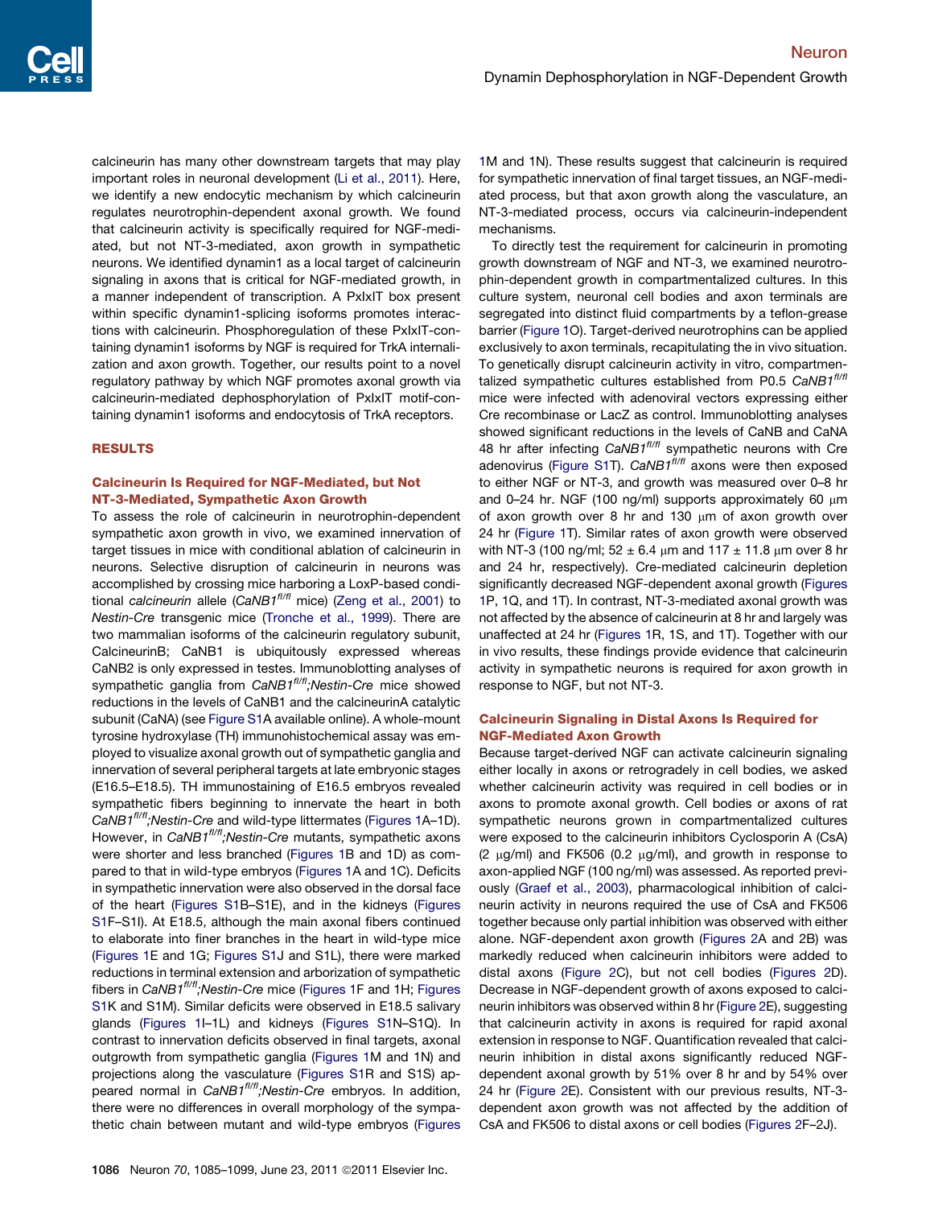calcineurin has many other downstream targets that may play important roles in neuronal development (Li et al., 2011). Here, we identify a new endocytic mechanism by which calcineurin regulates neurotrophin-dependent axonal growth. We found that calcineurin activity is specifically required for NGF-mediated, but not NT-3-mediated, axon growth in sympathetic neurons. We identified dynamin1 as a local target of calcineurin signaling in axons that is critical for NGF-mediated growth, in a manner independent of transcription. A PxIxIT box present within specific dynamin1-splicing isoforms promotes interactions with calcineurin. Phosphoregulation of these PxIxIT-containing dynamin1 isoforms by NGF is required for TrkA internalization and axon growth. Together, our results point to a novel regulatory pathway by which NGF promotes axonal growth via calcineurin-mediated dephosphorylation of PxIxIT motif-containing dynamin1 isoforms and endocytosis of TrkA receptors.

## RESULTS

### Calcineurin Is Required for NGF-Mediated, but Not NT-3-Mediated, Sympathetic Axon Growth

To assess the role of calcineurin in neurotrophin-dependent sympathetic axon growth in vivo, we examined innervation of target tissues in mice with conditional ablation of calcineurin in neurons. Selective disruption of calcineurin in neurons was accomplished by crossing mice harboring a LoxP-based conditional *calcineurin* allele (*CaNB1*$^{fl/fl}$ mice) (Zeng et al., 2001) to *Nestin-Cre* transgenic mice (Tronche et al., 1999). There are two mammalian isoforms of the calcineurin regulatory subunit, CalcineurinB; CaNB1 is ubiquitously expressed whereas CaNB2 is only expressed in testes. Immunoblotting analyses of sympathetic ganglia from *CaNB1*$^{fl/fl}$*;Nestin-Cre* mice showed reductions in the levels of CaNB1 and the calcineurinA catalytic subunit (CaNA) (see Figure S1A available online). A whole-mount tyrosine hydroxylase (TH) immunohistochemical assay was employed to visualize axonal growth out of sympathetic ganglia and innervation of several peripheral targets at late embryonic stages (E16.5–E18.5). TH immunostaining of E16.5 embryos revealed sympathetic fibers beginning to innervate the heart in both *CaNB1*$^{fl/fl}$*;Nestin-Cre* and wild-type littermates (Figures 1A–1D). However, in *CaNB1*$^{fl/fl}$*;Nestin-Cre* mutants, sympathetic axons were shorter and less branched (Figures 1B and 1D) as compared to that in wild-type embryos (Figures 1A and 1C). Deficits in sympathetic innervation were also observed in the dorsal face of the heart (Figures S1B–S1E), and in the kidneys (Figures S1F–S1I). At E18.5, although the main axonal fibers continued to elaborate into finer branches in the heart in wild-type mice (Figures 1E and 1G; Figures S1J and S1L), there were marked reductions in terminal extension and arborization of sympathetic fibers in *CaNB1*$^{fl/fl}$*;Nestin-Cre* mice (Figures 1F and 1H; Figures S1K and S1M). Similar deficits were observed in E18.5 salivary glands (Figures 1I–1L) and kidneys (Figures S1N–S1Q). In contrast to innervation deficits observed in final targets, axonal outgrowth from sympathetic ganglia (Figures 1M and 1N) and projections along the vasculature (Figures S1R and S1S) appeared normal in *CaNB1*$^{fl/fl}$*;Nestin-Cre* embryos. In addition, there were no differences in overall morphology of the sympathetic chain between mutant and wild-type embryos (Figures 1M and 1N). These results suggest that calcineurin is required for sympathetic innervation of final target tissues, an NGF-mediated process, but that axon growth along the vasculature, an NT-3-mediated process, occurs via calcineurin-independent mechanisms.

To directly test the requirement for calcineurin in promoting growth downstream of NGF and NT-3, we examined neurotrophin-dependent growth in compartmentalized cultures. In this culture system, neuronal cell bodies and axon terminals are segregated into distinct fluid compartments by a teflon-grease barrier (Figure 1O). Target-derived neurotrophins can be applied exclusively to axon terminals, recapitulating the in vivo situation. To genetically disrupt calcineurin activity in vitro, compartmentalized sympathetic cultures established from P0.5 *CaNB1*$^{fl/fl}$ mice were infected with adenoviral vectors expressing either Cre recombinase or LacZ as control. Immunoblotting analyses showed significant reductions in the levels of CaNB and CaNA 48 hr after infecting *CaNB1*$^{fl/fl}$ sympathetic neurons with Cre adenovirus (Figure S1T). *CaNB1*$^{fl/fl}$ axons were then exposed to either NGF or NT-3, and growth was measured over 0–8 hr and 0–24 hr. NGF (100 ng/ml) supports approximately 60 μm of axon growth over 8 hr and 130 μm of axon growth over 24 hr (Figure 1T). Similar rates of axon growth were observed with NT-3 (100 ng/ml; 52 ± 6.4 μm and 117 ± 11.8 μm over 8 hr and 24 hr, respectively). Cre-mediated calcineurin depletion significantly decreased NGF-dependent axonal growth (Figures 1P, 1Q, and 1T). In contrast, NT-3-mediated axonal growth was not affected by the absence of calcineurin at 8 hr and largely was unaffected at 24 hr (Figures 1R, 1S, and 1T). Together with our in vivo results, these findings provide evidence that calcineurin activity in sympathetic neurons is required for axon growth in response to NGF, but not NT-3.

### Calcineurin Signaling in Distal Axons Is Required for NGF-Mediated Axon Growth

Because target-derived NGF can activate calcineurin signaling either locally in axons or retrogradely in cell bodies, we asked whether calcineurin activity was required in cell bodies or in axons to promote axonal growth. Cell bodies or axons of rat sympathetic neurons grown in compartmentalized cultures were exposed to the calcineurin inhibitors Cyclosporin A (CsA) (2 μg/ml) and FK506 (0.2 μg/ml), and growth in response to axon-applied NGF (100 ng/ml) was assessed. As reported previously (Graef et al., 2003), pharmacological inhibition of calcineurin activity in neurons required the use of CsA and FK506 together because only partial inhibition was observed with either alone. NGF-dependent axon growth (Figures 2A and 2B) was markedly reduced when calcineurin inhibitors were added to distal axons (Figure 2C), but not cell bodies (Figures 2D). Decrease in NGF-dependent growth of axons exposed to calcineurin inhibitors was observed within 8 hr (Figure 2E), suggesting that calcineurin activity in axons is required for rapid axonal extension in response to NGF. Quantification revealed that calcineurin inhibition in distal axons significantly reduced NGF-dependent axonal growth by 51% over 8 hr and by 54% over 24 hr (Figure 2E). Consistent with our previous results, NT-3-dependent axon growth was not affected by the addition of CsA and FK506 to distal axons or cell bodies (Figures 2F–2J).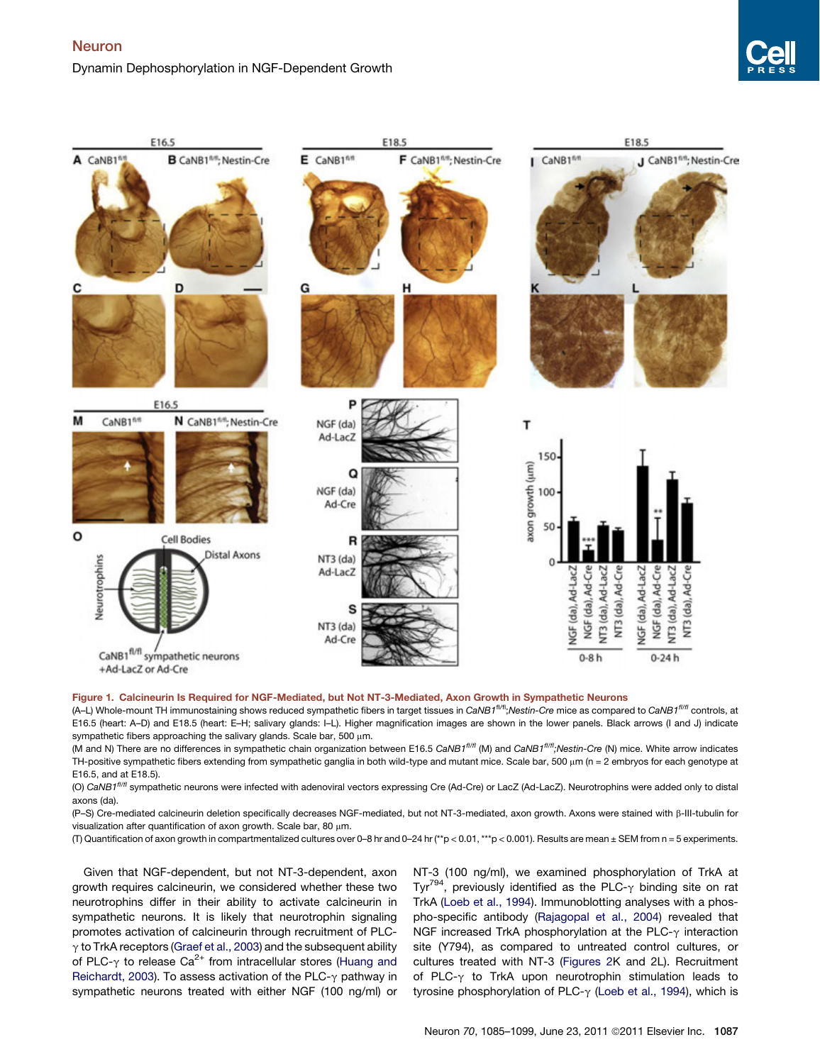**Figure 1. Calcineurin Is Required for NGF-Mediated, but Not NT-3-Mediated, Axon Growth in Sympathetic Neurons**

(A–L) Whole-mount TH immunostaining shows reduced sympathetic fibers in target tissues in *CaNB1*$^{fl/fl}$*;Nestin-Cre* mice as compared to *CaNB1*$^{fl/fl}$ controls, at E16.5 (heart: A–D) and E18.5 (heart: E–H; salivary glands: I–L). Higher magnification images are shown in the lower panels. Black arrows (I and J) indicate sympathetic fibers approaching the salivary glands. Scale bar, 500 μm.

(M and N) There are no differences in sympathetic chain organization between E16.5 *CaNB1*$^{fl/fl}$ (M) and *CaNB1*$^{fl/fl}$*;Nestin-Cre* (N) mice. White arrow indicates TH-positive sympathetic fibers extending from sympathetic ganglia in both wild-type and mutant mice. Scale bar, 500 μm (n = 2 embryos for each genotype at E16.5, and at E18.5).

(O) *CaNB1*$^{fl/fl}$ sympathetic neurons were infected with adenoviral vectors expressing Cre (Ad-Cre) or LacZ (Ad-LacZ). Neurotrophins were added only to distal axons (da).

(P–S) Cre-mediated calcineurin deletion specifically decreases NGF-mediated, but not NT-3-mediated, axon growth. Axons were stained with β-III-tubulin for visualization after quantification of axon growth. Scale bar, 80 μm.

(T) Quantification of axon growth in compartmentalized cultures over 0–8 hr and 0–24 hr (**$p < 0.01$, ***$p < 0.001$). Results are mean ± SEM from n = 5 experiments.

Given that NGF-dependent, but not NT-3-dependent, axon growth requires calcineurin, we considered whether these two neurotrophins differ in their ability to activate calcineurin in sympathetic neurons. It is likely that neurotrophin signaling promotes activation of calcineurin through recruitment of PLC-γ to TrkA receptors (Graef et al., 2003) and the subsequent ability of PLC-γ to release $Ca^{2+}$ from intracellular stores (Huang and Reichardt, 2003). To assess activation of the PLC-γ pathway in sympathetic neurons treated with either NGF (100 ng/ml) or NT-3 (100 ng/ml), we examined phosphorylation of TrkA at $Tyr^{794}$, previously identified as the PLC-γ binding site on rat TrkA (Loeb et al., 1994). Immunoblotting analyses with a phospho-specific antibody (Rajagopal et al., 2004) revealed that NGF increased TrkA phosphorylation at the PLC-γ interaction site (Y794), as compared to untreated control cultures, or cultures treated with NT-3 (Figures 2K and 2L). Recruitment of PLC-γ to TrkA upon neurotrophin stimulation leads to tyrosine phosphorylation of PLC-γ (Loeb et al., 1994), which is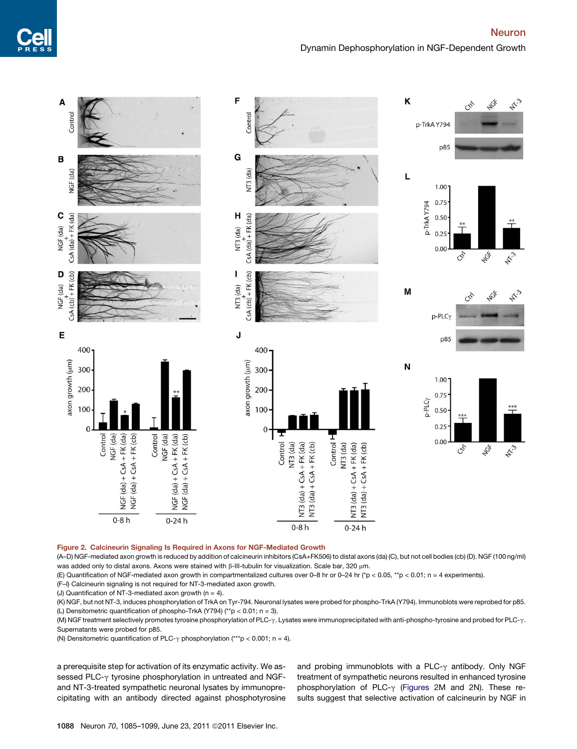**Figure 2. Calcineurin Signaling Is Required in Axons for NGF-Mediated Growth**

(A–D) NGF-mediated axon growth is reduced by addition of calcineurin inhibitors (CsA+FK506) to distal axons (da) (C), but not cell bodies (cb) (D). NGF (100 ng/ml) was added only to distal axons. Axons were stained with β-III-tubulin for visualization. Scale bar, 320 μm.

(E) Quantification of NGF-mediated axon growth in compartmentalized cultures over 0–8 hr or 0–24 hr (*$p < 0.05$, **$p < 0.01$; $n = 4$ experiments).

(F–I) Calcineurin signaling is not required for NT-3-mediated axon growth.

(J) Quantification of NT-3-mediated axon growth ($n = 4$).

(K) NGF, but not NT-3, induces phosphorylation of TrkA on Tyr-794. Neuronal lysates were probed for phospho-TrkA (Y794). Immunoblots were reprobed for p85.

(L) Densitometric quantification of phospho-TrkA (Y794) (**$p < 0.01$; $n = 3$).

(M) NGF treatment selectively promotes tyrosine phosphorylation of PLC-γ. Lysates were immunoprecipitated with anti-phospho-tyrosine and probed for PLC-γ. Supernatants were probed for p85.

(N) Densitometric quantification of PLC-γ phosphorylation (***$p < 0.001$; $n = 4$).

a prerequisite step for activation of its enzymatic activity. We assessed PLC-γ tyrosine phosphorylation in untreated and NGF- and NT-3-treated sympathetic neuronal lysates by immunoprecipitating with an antibody directed against phosphotyrosine and probing immunoblots with a PLC-γ antibody. Only NGF treatment of sympathetic neurons resulted in enhanced tyrosine phosphorylation of PLC-γ (Figures 2M and 2N). These results suggest that selective activation of calcineurin by NGF in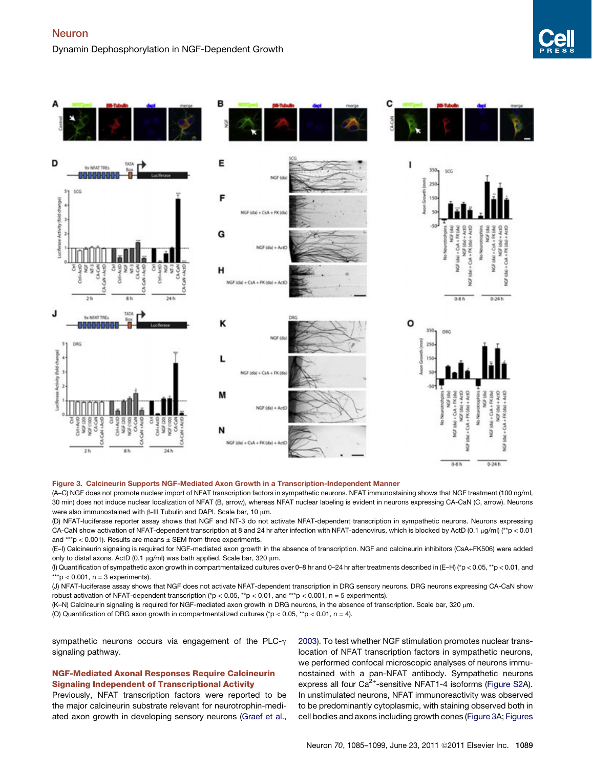**Figure 3. Calcineurin Supports NGF-Mediated Axon Growth in a Transcription-Independent Manner**

(A–C) NGF does not promote nuclear import of NFAT transcription factors in sympathetic neurons. NFAT immunostaining shows that NGF treatment (100 ng/ml, 30 min) does not induce nuclear localization of NFAT (B, arrow), whereas NFAT nuclear labeling is evident in neurons expressing CA-CaN (C, arrow). Neurons were also immunostained with β-III Tubulin and DAPI. Scale bar, 10 μm.

(D) NFAT-luciferase reporter assay shows that NGF and NT-3 do not activate NFAT-dependent transcription in sympathetic neurons. Neurons expressing CA-CaN show activation of NFAT-dependent transcription at 8 and 24 hr after infection with NFAT-adenovirus, which is blocked by ActD (0.1 μg/ml) (**p < 0.01 and ***p < 0.001). Results are means ± SEM from three experiments.

(E–I) Calcineurin signaling is required for NGF-mediated axon growth in the absence of transcription. NGF and calcineurin inhibitors (CsA+FK506) were added only to distal axons. ActD (0.1 μg/ml) was bath applied. Scale bar, 320 μm.

(I) Quantification of sympathetic axon growth in compartmentalized cultures over 0–8 hr and 0–24 hr after treatments described in (E–H) (*p < 0.05, **p < 0.01, and ***p < 0.001, n = 3 experiments).

(J) NFAT-luciferase assay shows that NGF does not activate NFAT-dependent transcription in DRG sensory neurons. DRG neurons expressing CA-CaN show robust activation of NFAT-dependent transcription (*p < 0.05, **p < 0.01, and ***p < 0.001, n = 5 experiments).

(K–N) Calcineurin signaling is required for NGF-mediated axon growth in DRG neurons, in the absence of transcription. Scale bar, 320 μm.

(O) Quantification of DRG axon growth in compartmentalized cultures (*p < 0.05, **p < 0.01, n = 4).

sympathetic neurons occurs via engagement of the PLC-γ signaling pathway.

## NGF-Mediated Axonal Responses Require Calcineurin Signaling Independent of Transcriptional Activity

Previously, NFAT transcription factors were reported to be the major calcineurin substrate relevant for neurotrophin-mediated axon growth in developing sensory neurons (Graef et al., 2003). To test whether NGF stimulation promotes nuclear translocation of NFAT transcription factors in sympathetic neurons, we performed confocal microscopic analyses of neurons immunostained with a pan-NFAT antibody. Sympathetic neurons express all four $Ca^{2+}$-sensitive NFAT1-4 isoforms (Figure S2A). In unstimulated neurons, NFAT immunoreactivity was observed to be predominantly cytoplasmic, with staining observed both in cell bodies and axons including growth cones (Figure 3A; Figures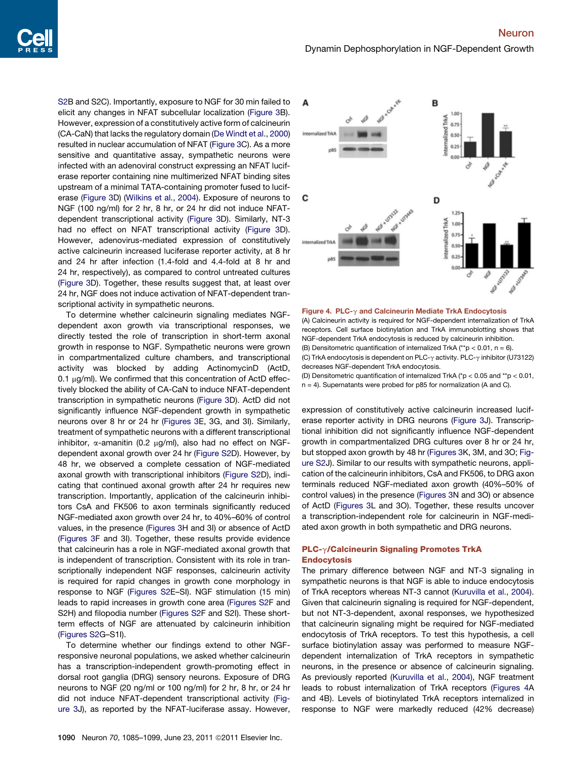S2B and S2C). Importantly, exposure to NGF for 30 min failed to elicit any changes in NFAT subcellular localization (Figure 3B). However, expression of a constitutively active form of calcineurin (CA-CaN) that lacks the regulatory domain (De Windt et al., 2000) resulted in nuclear accumulation of NFAT (Figure 3C). As a more sensitive and quantitative assay, sympathetic neurons were infected with an adenoviral construct expressing an NFAT luciferase reporter containing nine multimerized NFAT binding sites upstream of a minimal TATA-containing promoter fused to luciferase (Figure 3D) (Wilkins et al., 2004). Exposure of neurons to NGF (100 ng/ml) for 2 hr, 8 hr, or 24 hr did not induce NFAT-dependent transcriptional activity (Figure 3D). Similarly, NT-3 had no effect on NFAT transcriptional activity (Figure 3D). However, adenovirus-mediated expression of constitutively active calcineurin increased luciferase reporter activity, at 8 hr and 24 hr after infection (1.4-fold and 4.4-fold at 8 hr and 24 hr, respectively), as compared to control untreated cultures (Figure 3D). Together, these results suggest that, at least over 24 hr, NGF does not induce activation of NFAT-dependent transcriptional activity in sympathetic neurons.

To determine whether calcineurin signaling mediates NGF-dependent axon growth via transcriptional responses, we directly tested the role of transcription in short-term axonal growth in response to NGF. Sympathetic neurons were grown in compartmentalized culture chambers, and transcriptional activity was blocked by adding ActinomycinD (ActD, 0.1 μg/ml). We confirmed that this concentration of ActD effectively blocked the ability of CA-CaN to induce NFAT-dependent transcription in sympathetic neurons (Figure 3D). ActD did not significantly influence NGF-dependent growth in sympathetic neurons over 8 hr or 24 hr (Figures 3E, 3G, and 3I). Similarly, treatment of sympathetic neurons with a different transcriptional inhibitor, α-amanitin (0.2 μg/ml), also had no effect on NGF-dependent axonal growth over 24 hr (Figure S2D). However, by 48 hr, we observed a complete cessation of NGF-mediated axonal growth with transcriptional inhibitors (Figure S2D), indicating that continued axonal growth after 24 hr requires new transcription. Importantly, application of the calcineurin inhibitors CsA and FK506 to axon terminals significantly reduced NGF-mediated axon growth over 24 hr, to 40%–60% of control values, in the presence (Figures 3H and 3I) or absence of ActD (Figures 3F and 3I). Together, these results provide evidence that calcineurin has a role in NGF-mediated axonal growth that is independent of transcription. Consistent with its role in transcriptionally independent NGF responses, calcineurin activity is required for rapid changes in growth cone morphology in response to NGF (Figures S2E–SI). NGF stimulation (15 min) leads to rapid increases in growth cone area (Figures S2F and S2H) and filopodia number (Figures S2F and S2I). These short-term effects of NGF are attenuated by calcineurin inhibition (Figures S2G–S1I).

To determine whether our findings extend to other NGF-responsive neuronal populations, we asked whether calcineurin has a transcription-independent growth-promoting effect in dorsal root ganglia (DRG) sensory neurons. Exposure of DRG neurons to NGF (20 ng/ml or 100 ng/ml) for 2 hr, 8 hr, or 24 hr did not induce NFAT-dependent transcriptional activity (Figure 3J), as reported by the NFAT-luciferase assay. However, expression of constitutively active calcineurin increased luciferase reporter activity in DRG neurons (Figure 3J). Transcriptional inhibition did not significantly influence NGF-dependent growth in compartmentalized DRG cultures over 8 hr or 24 hr, but stopped axon growth by 48 hr (Figures 3K, 3M, and 3O; Figure S2J). Similar to our results with sympathetic neurons, application of the calcineurin inhibitors, CsA and FK506, to DRG axon terminals reduced NGF-mediated axon growth (40%–50% of control values) in the presence (Figures 3N and 3O) or absence of ActD (Figures 3L and 3O). Together, these results uncover a transcription-independent role for calcineurin in NGF-mediated axon growth in both sympathetic and DRG neurons.

**Figure 4. PLC-γ and Calcineurin Mediate TrkA Endocytosis**
(A) Calcineurin activity is required for NGF-dependent internalization of TrkA receptors. Cell surface biotinylation and TrkA immunoblotting shows that NGF-dependent TrkA endocytosis is reduced by calcineurin inhibition.
(B) Densitometric quantification of internalized TrkA (**p < 0.01, n = 6).
(C) TrkA endocytosis is dependent on PLC-γ activity. PLC-γ inhibitor (U73122) decreases NGF-dependent TrkA endocytosis.
(D) Densitometric quantification of internalized TrkA (*p < 0.05 and **p < 0.01, n = 4). Supernatants were probed for p85 for normalization (A and C).

### PLC-γ/Calcineurin Signaling Promotes TrkA Endocytosis

The primary difference between NGF and NT-3 signaling in sympathetic neurons is that NGF is able to induce endocytosis of TrkA receptors whereas NT-3 cannot (Kuruvilla et al., 2004). Given that calcineurin signaling is required for NGF-dependent, but not NT-3-dependent, axonal responses, we hypothesized that calcineurin signaling might be required for NGF-mediated endocytosis of TrkA receptors. To test this hypothesis, a cell surface biotinylation assay was performed to measure NGF-dependent internalization of TrkA receptors in sympathetic neurons, in the presence or absence of calcineurin signaling. As previously reported (Kuruvilla et al., 2004), NGF treatment leads to robust internalization of TrkA receptors (Figures 4A and 4B). Levels of biotinylated TrkA receptors internalized in response to NGF were markedly reduced (42% decrease)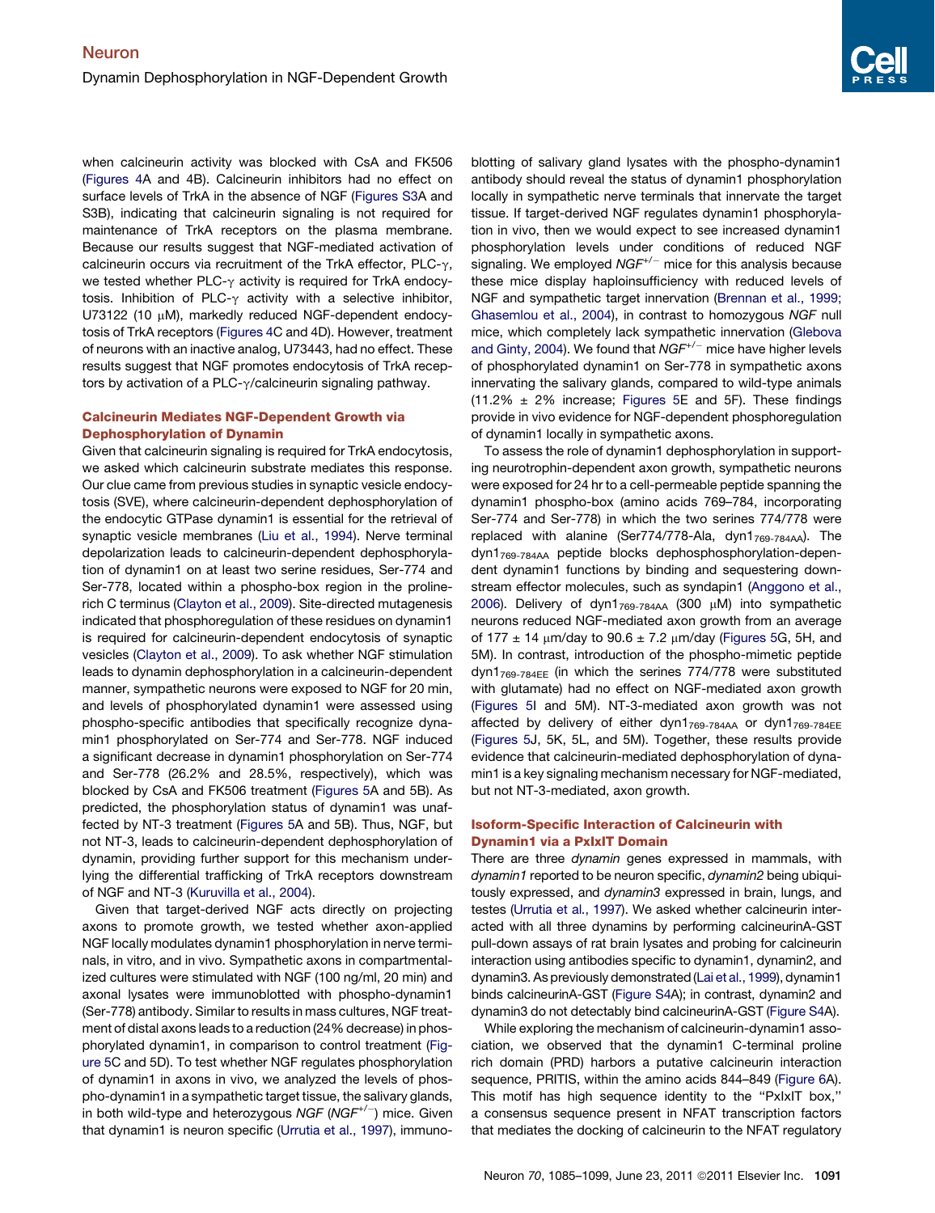when calcineurin activity was blocked with CsA and FK506 (Figures 4A and 4B). Calcineurin inhibitors had no effect on surface levels of TrkA in the absence of NGF (Figures S3A and S3B), indicating that calcineurin signaling is not required for maintenance of TrkA receptors on the plasma membrane. Because our results suggest that NGF-mediated activation of calcineurin occurs via recruitment of the TrkA effector, PLC-γ, we tested whether PLC-γ activity is required for TrkA endocytosis. Inhibition of PLC-γ activity with a selective inhibitor, U73122 (10 μM), markedly reduced NGF-dependent endocytosis of TrkA receptors (Figures 4C and 4D). However, treatment of neurons with an inactive analog, U73443, had no effect. These results suggest that NGF promotes endocytosis of TrkA receptors by activation of a PLC-γ/calcineurin signaling pathway.

## Calcineurin Mediates NGF-Dependent Growth via Dephosphorylation of Dynamin

Given that calcineurin signaling is required for TrkA endocytosis, we asked which calcineurin substrate mediates this response. Our clue came from previous studies in synaptic vesicle endocytosis (SVE), where calcineurin-dependent dephosphorylation of the endocytic GTPase dynamin1 is essential for the retrieval of synaptic vesicle membranes (Liu et al., 1994). Nerve terminal depolarization leads to calcineurin-dependent dephosphorylation of dynamin1 on at least two serine residues, Ser-774 and Ser-778, located within a phospho-box region in the proline-rich C terminus (Clayton et al., 2009). Site-directed mutagenesis indicated that phosphoregulation of these residues on dynamin1 is required for calcineurin-dependent endocytosis of synaptic vesicles (Clayton et al., 2009). To ask whether NGF stimulation leads to dynamin dephosphorylation in a calcineurin-dependent manner, sympathetic neurons were exposed to NGF for 20 min, and levels of phosphorylated dynamin1 were assessed using phospho-specific antibodies that specifically recognize dynamin1 phosphorylated on Ser-774 and Ser-778. NGF induced a significant decrease in dynamin1 phosphorylation on Ser-774 and Ser-778 (26.2% and 28.5%, respectively), which was blocked by CsA and FK506 treatment (Figures 5A and 5B). As predicted, the phosphorylation status of dynamin1 was unaffected by NT-3 treatment (Figures 5A and 5B). Thus, NGF, but not NT-3, leads to calcineurin-dependent dephosphorylation of dynamin, providing further support for this mechanism underlying the differential trafficking of TrkA receptors downstream of NGF and NT-3 (Kuruvilla et al., 2004).

Given that target-derived NGF acts directly on projecting axons to promote growth, we tested whether axon-applied NGF locally modulates dynamin1 phosphorylation in nerve terminals, in vitro, and in vivo. Sympathetic axons in compartmentalized cultures were stimulated with NGF (100 ng/ml, 20 min) and axonal lysates were immunoblotted with phospho-dynamin1 (Ser-778) antibody. Similar to results in mass cultures, NGF treatment of distal axons leads to a reduction (24% decrease) in phosphorylated dynamin1, in comparison to control treatment (Figure 5C and 5D). To test whether NGF regulates phosphorylation of dynamin1 in axons in vivo, we analyzed the levels of phospho-dynamin1 in a sympathetic target tissue, the salivary glands, in both wild-type and heterozygous *NGF* ($NGF^{+/-}$) mice. Given that dynamin1 is neuron specific (Urrutia et al., 1997), immunoblotting of salivary gland lysates with the phospho-dynamin1 antibody should reveal the status of dynamin1 phosphorylation locally in sympathetic nerve terminals that innervate the target tissue. If target-derived NGF regulates dynamin1 phosphorylation in vivo, then we would expect to see increased dynamin1 phosphorylation levels under conditions of reduced NGF signaling. We employed $NGF^{+/-}$ mice for this analysis because these mice display haploinsufficiency with reduced levels of NGF and sympathetic target innervation (Brennan et al., 1999; Ghasemlou et al., 2004), in contrast to homozygous *NGF* null mice, which completely lack sympathetic innervation (Glebova and Ginty, 2004). We found that $NGF^{+/-}$ mice have higher levels of phosphorylated dynamin1 on Ser-778 in sympathetic axons innervating the salivary glands, compared to wild-type animals (11.2% ± 2% increase; Figures 5E and 5F). These findings provide in vivo evidence for NGF-dependent phosphoregulation of dynamin1 locally in sympathetic axons.

To assess the role of dynamin1 dephosphorylation in supporting neurotrophin-dependent axon growth, sympathetic neurons were exposed for 24 hr to a cell-permeable peptide spanning the dynamin1 phospho-box (amino acids 769–784, incorporating Ser-774 and Ser-778) in which the two serines 774/778 were replaced with alanine (Ser774/778-Ala, $dyn1_{769\text{-}784AA}$). The $dyn1_{769\text{-}784AA}$ peptide blocks dephosphosphorylation-dependent dynamin1 functions by binding and sequestering downstream effector molecules, such as syndapin1 (Anggono et al., 2006). Delivery of $dyn1_{769\text{-}784AA}$ (300 μM) into sympathetic neurons reduced NGF-mediated axon growth from an average of 177 ± 14 μm/day to 90.6 ± 7.2 μm/day (Figures 5G, 5H, and 5M). In contrast, introduction of the phospho-mimetic peptide $dyn1_{769\text{-}784EE}$ (in which the serines 774/778 were substituted with glutamate) had no effect on NGF-mediated axon growth (Figures 5I and 5M). NT-3-mediated axon growth was not affected by delivery of either $dyn1_{769\text{-}784AA}$ or $dyn1_{769\text{-}784EE}$ (Figures 5J, 5K, 5L, and 5M). Together, these results provide evidence that calcineurin-mediated dephosphorylation of dynamin1 is a key signaling mechanism necessary for NGF-mediated, but not NT-3-mediated, axon growth.

## Isoform-Specific Interaction of Calcineurin with Dynamin1 via a PxIxIT Domain

There are three *dynamin* genes expressed in mammals, with *dynamin1* reported to be neuron specific, *dynamin2* being ubiquitously expressed, and *dynamin3* expressed in brain, lungs, and testes (Urrutia et al., 1997). We asked whether calcineurin interacted with all three dynamins by performing calcineurinA-GST pull-down assays of rat brain lysates and probing for calcineurin interaction using antibodies specific to dynamin1, dynamin2, and dynamin3. As previously demonstrated (Lai et al., 1999), dynamin1 binds calcineurinA-GST (Figure S4A); in contrast, dynamin2 and dynamin3 do not detectably bind calcineurinA-GST (Figure S4A).

While exploring the mechanism of calcineurin-dynamin1 association, we observed that the dynamin1 C-terminal proline rich domain (PRD) harbors a putative calcineurin interaction sequence, PRITIS, within the amino acids 844–849 (Figure 6A). This motif has high sequence identity to the "PxIxIT box," a consensus sequence present in NFAT transcription factors that mediates the docking of calcineurin to the NFAT regulatory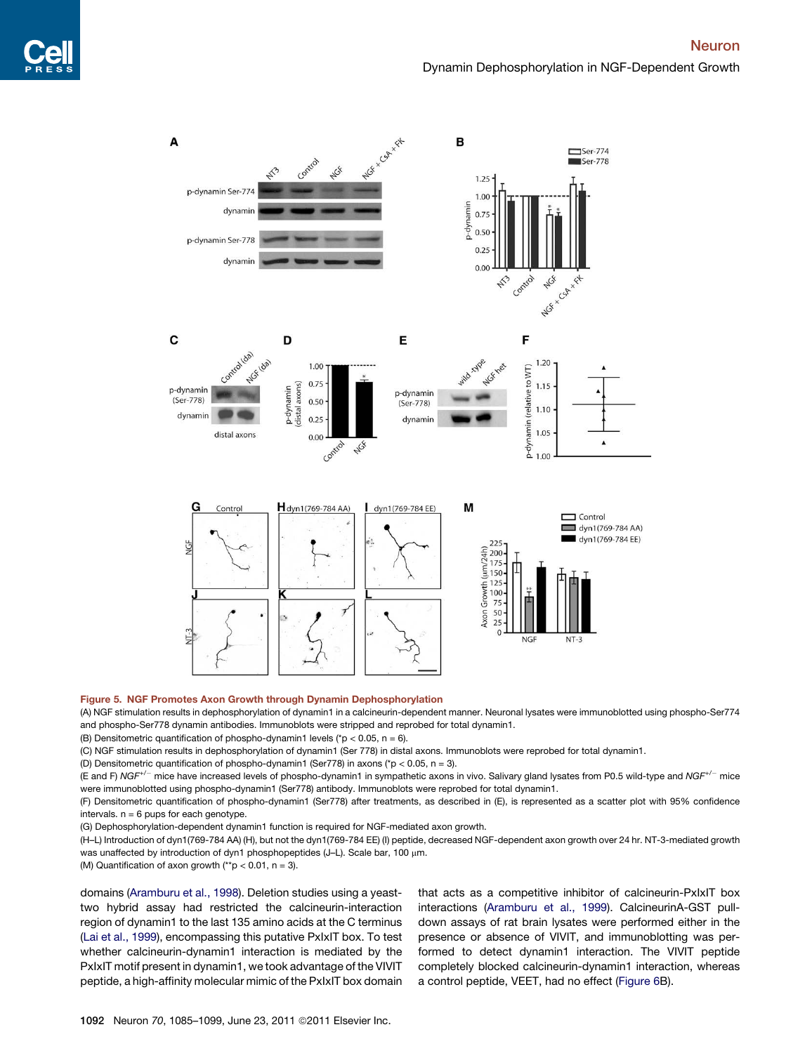**Figure 5. NGF Promotes Axon Growth through Dynamin Dephosphorylation**

(A) NGF stimulation results in dephosphorylation of dynamin1 in a calcineurin-dependent manner. Neuronal lysates were immunoblotted using phospho-Ser774 and phospho-Ser778 dynamin antibodies. Immunoblots were stripped and reprobed for total dynamin1.

(B) Densitometric quantification of phospho-dynamin1 levels (*p < 0.05, n = 6).

(C) NGF stimulation results in dephosphorylation of dynamin1 (Ser 778) in distal axons. Immunoblots were reprobed for total dynamin1.

(D) Densitometric quantification of phospho-dynamin1 (Ser778) in axons (*p < 0.05, n = 3).

(E and F) *NGF*$^{+/-}$ mice have increased levels of phospho-dynamin1 in sympathetic axons in vivo. Salivary gland lysates from P0.5 wild-type and *NGF*$^{+/-}$ mice were immunoblotted using phospho-dynamin1 (Ser778) antibody. Immunoblots were reprobed for total dynamin1.

(F) Densitometric quantification of phospho-dynamin1 (Ser778) after treatments, as described in (E), is represented as a scatter plot with 95% confidence intervals. n = 6 pups for each genotype.

(G) Dephosphorylation-dependent dynamin1 function is required for NGF-mediated axon growth.

(H–L) Introduction of dyn1(769-784 AA) (H), but not the dyn1(769-784 EE) (I) peptide, decreased NGF-dependent axon growth over 24 hr. NT-3-mediated growth was unaffected by introduction of dyn1 phosphopeptides (J–L). Scale bar, 100 μm.

(M) Quantification of axon growth (**p < 0.01, n = 3).

domains (Aramburu et al., 1998). Deletion studies using a yeast-two hybrid assay had restricted the calcineurin-interaction region of dynamin1 to the last 135 amino acids at the C terminus (Lai et al., 1999), encompassing this putative PxIxIT box. To test whether calcineurin-dynamin1 interaction is mediated by the PxIxIT motif present in dynamin1, we took advantage of the VIVIT peptide, a high-affinity molecular mimic of the PxIxIT box domain that acts as a competitive inhibitor of calcineurin-PxIxIT box interactions (Aramburu et al., 1999). CalcineurinA-GST pull-down assays of rat brain lysates were performed either in the presence or absence of VIVIT, and immunoblotting was performed to detect dynamin1 interaction. The VIVIT peptide completely blocked calcineurin-dynamin1 interaction, whereas a control peptide, VEET, had no effect (Figure 6B).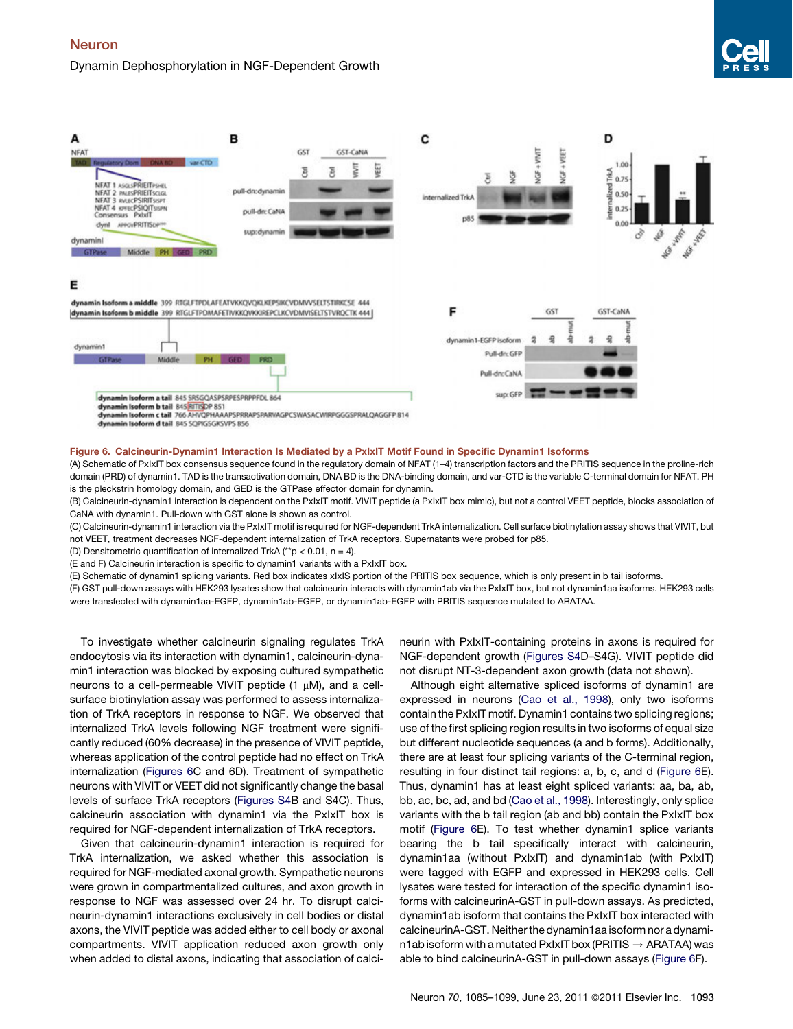**Figure 6. Calcineurin-Dynamin1 Interaction Is Mediated by a PxIxIT Motif Found in Specific Dynamin1 Isoforms**

(A) Schematic of PxIxIT box consensus sequence found in the regulatory domain of NFAT (1–4) transcription factors and the PRITIS sequence in the proline-rich domain (PRD) of dynamin1. TAD is the transactivation domain, DNA BD is the DNA-binding domain, and var-CTD is the variable C-terminal domain for NFAT. PH is the pleckstrin homology domain, and GED is the GTPase effector domain for dynamin.

(B) Calcineurin-dynamin1 interaction is dependent on the PxIxIT motif. VIVIT peptide (a PxIxIT box mimic), but not a control VEET peptide, blocks association of CaNA with dynamin1. Pull-down with GST alone is shown as control.

(C) Calcineurin-dynamin1 interaction via the PxIxIT motif is required for NGF-dependent TrkA internalization. Cell surface biotinylation assay shows that VIVIT, but not VEET, treatment decreases NGF-dependent internalization of TrkA receptors. Supernatants were probed for p85.

(D) Densitometric quantification of internalized TrkA (\*\*p < 0.01, n = 4).

(E and F) Calcineurin interaction is specific to dynamin1 variants with a PxIxIT box.

(E) Schematic of dynamin1 splicing variants. Red box indicates xIxIS portion of the PRITIS box sequence, which is only present in b tail isoforms.

(F) GST pull-down assays with HEK293 lysates show that calcineurin interacts with dynamin1ab via the PxIxIT box, but not dynamin1aa isoforms. HEK293 cells were transfected with dynamin1aa-EGFP, dynamin1ab-EGFP, or dynamin1ab-EGFP with PRITIS sequence mutated to ARATAA.

To investigate whether calcineurin signaling regulates TrkA endocytosis via its interaction with dynamin1, calcineurin-dynamin1 interaction was blocked by exposing cultured sympathetic neurons to a cell-permeable VIVIT peptide (1 μM), and a cell-surface biotinylation assay was performed to assess internalization of TrkA receptors in response to NGF. We observed that internalized TrkA levels following NGF treatment were significantly reduced (60% decrease) in the presence of VIVIT peptide, whereas application of the control peptide had no effect on TrkA internalization (Figures 6C and 6D). Treatment of sympathetic neurons with VIVIT or VEET did not significantly change the basal levels of surface TrkA receptors (Figures S4B and S4C). Thus, calcineurin association with dynamin1 via the PxIxIT box is required for NGF-dependent internalization of TrkA receptors.

Given that calcineurin-dynamin1 interaction is required for TrkA internalization, we asked whether this association is required for NGF-mediated axonal growth. Sympathetic neurons were grown in compartmentalized cultures, and axon growth in response to NGF was assessed over 24 hr. To disrupt calcineurin-dynamin1 interactions exclusively in cell bodies or distal axons, the VIVIT peptide was added either to cell body or axonal compartments. VIVIT application reduced axon growth only when added to distal axons, indicating that association of calcineurin with PxIxIT-containing proteins in axons is required for NGF-dependent growth (Figures S4D–S4G). VIVIT peptide did not disrupt NT-3-dependent axon growth (data not shown).

Although eight alternative spliced isoforms of dynamin1 are expressed in neurons (Cao et al., 1998), only two isoforms contain the PxIxIT motif. Dynamin1 contains two splicing regions; use of the first splicing region results in two isoforms of equal size but different nucleotide sequences (a and b forms). Additionally, there are at least four splicing variants of the C-terminal region, resulting in four distinct tail regions: a, b, c, and d (Figure 6E). Thus, dynamin1 has at least eight spliced variants: aa, ba, ab, bb, ac, bc, ad, and bd (Cao et al., 1998). Interestingly, only splice variants with the b tail region (ab and bb) contain the PxIxIT box motif (Figure 6E). To test whether dynamin1 splice variants bearing the b tail specifically interact with calcineurin, dynamin1aa (without PxIxIT) and dynamin1ab (with PxIxIT) were tagged with EGFP and expressed in HEK293 cells. Cell lysates were tested for interaction of the specific dynamin1 isoforms with calcineurinA-GST in pull-down assays. As predicted, dynamin1ab isoform that contains the PxIxIT box interacted with calcineurinA-GST. Neither the dynamin1aa isoform nor a dynamin1ab isoform with a mutated PxIxIT box (PRITIS → ARATAA) was able to bind calcineurinA-GST in pull-down assays (Figure 6F).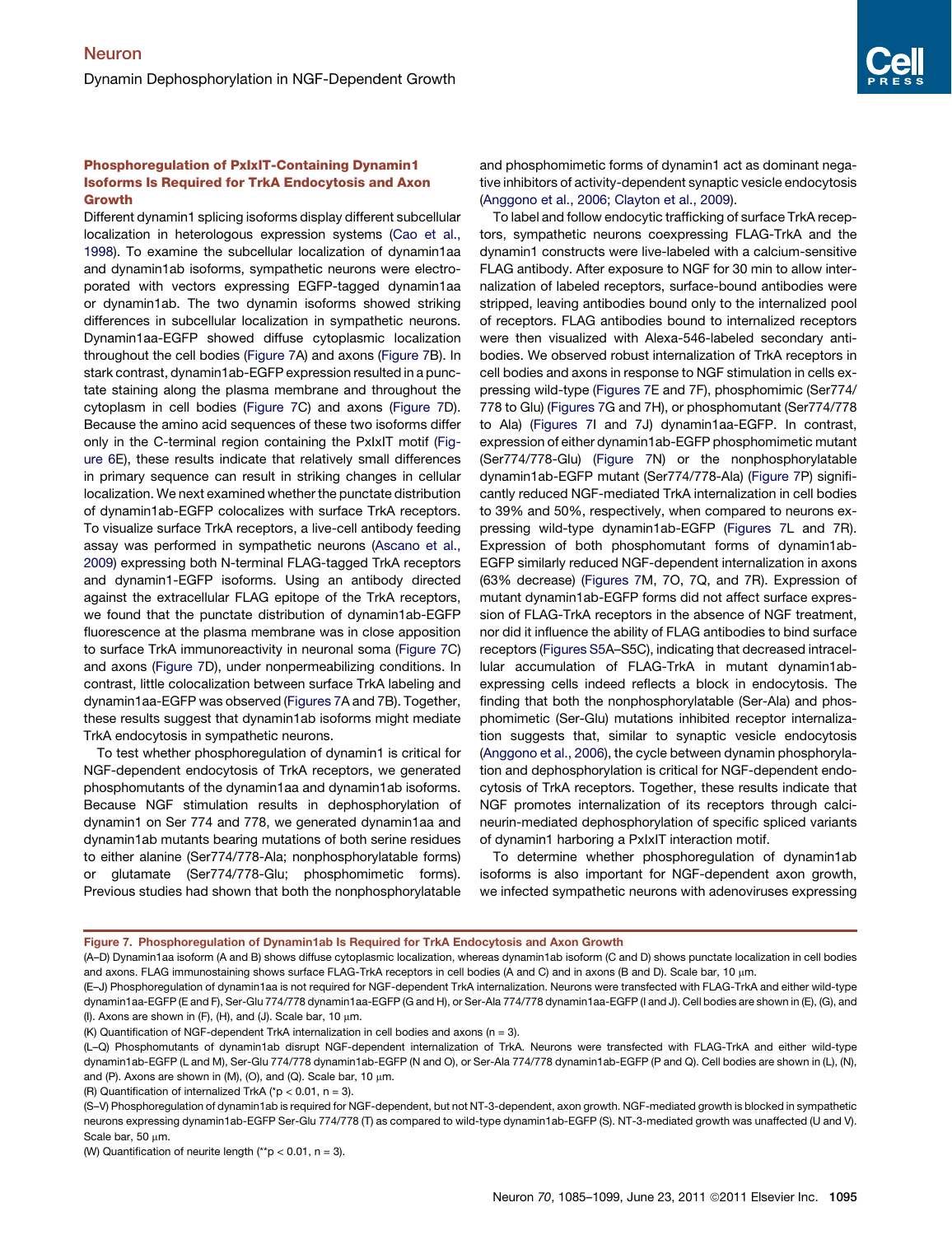### Phosphoregulation of PxIxIT-Containing Dynamin1 Isoforms Is Required for TrkA Endocytosis and Axon Growth

Different dynamin1 splicing isoforms display different subcellular localization in heterologous expression systems (Cao et al., 1998). To examine the subcellular localization of dynamin1aa and dynamin1ab isoforms, sympathetic neurons were electroporated with vectors expressing EGFP-tagged dynamin1aa or dynamin1ab. The two dynamin isoforms showed striking differences in subcellular localization in sympathetic neurons. Dynamin1aa-EGFP showed diffuse cytoplasmic localization throughout the cell bodies (Figure 7A) and axons (Figure 7B). In stark contrast, dynamin1ab-EGFP expression resulted in a punctate staining along the plasma membrane and throughout the cytoplasm in cell bodies (Figure 7C) and axons (Figure 7D). Because the amino acid sequences of these two isoforms differ only in the C-terminal region containing the PxIxIT motif (Figure 6E), these results indicate that relatively small differences in primary sequence can result in striking changes in cellular localization. We next examined whether the punctate distribution of dynamin1ab-EGFP colocalizes with surface TrkA receptors. To visualize surface TrkA receptors, a live-cell antibody feeding assay was performed in sympathetic neurons (Ascano et al., 2009) expressing both N-terminal FLAG-tagged TrkA receptors and dynamin1-EGFP isoforms. Using an antibody directed against the extracellular FLAG epitope of the TrkA receptors, we found that the punctate distribution of dynamin1ab-EGFP fluorescence at the plasma membrane was in close apposition to surface TrkA immunoreactivity in neuronal soma (Figure 7C) and axons (Figure 7D), under nonpermeabilizing conditions. In contrast, little colocalization between surface TrkA labeling and dynamin1aa-EGFP was observed (Figures 7A and 7B). Together, these results suggest that dynamin1ab isoforms might mediate TrkA endocytosis in sympathetic neurons.

To test whether phosphoregulation of dynamin1 is critical for NGF-dependent endocytosis of TrkA receptors, we generated phosphomutants of the dynamin1aa and dynamin1ab isoforms. Because NGF stimulation results in dephosphorylation of dynamin1 on Ser 774 and 778, we generated dynamin1aa and dynamin1ab mutants bearing mutations of both serine residues to either alanine (Ser774/778-Ala; nonphosphorylatable forms) or glutamate (Ser774/778-Glu; phosphomimetic forms). Previous studies had shown that both the nonphosphorylatable and phosphomimetic forms of dynamin1 act as dominant negative inhibitors of activity-dependent synaptic vesicle endocytosis (Anggono et al., 2006; Clayton et al., 2009).

To label and follow endocytic trafficking of surface TrkA receptors, sympathetic neurons coexpressing FLAG-TrkA and the dynamin1 constructs were live-labeled with a calcium-sensitive FLAG antibody. After exposure to NGF for 30 min to allow internalization of labeled receptors, surface-bound antibodies were stripped, leaving antibodies bound only to the internalized pool of receptors. FLAG antibodies bound to internalized receptors were then visualized with Alexa-546-labeled secondary antibodies. We observed robust internalization of TrkA receptors in cell bodies and axons in response to NGF stimulation in cells expressing wild-type (Figures 7E and 7F), phosphomimic (Ser774/778 to Glu) (Figures 7G and 7H), or phosphomutant (Ser774/778 to Ala) (Figures 7I and 7J) dynamin1aa-EGFP. In contrast, expression of either dynamin1ab-EGFP phosphomimetic mutant (Ser774/778-Glu) (Figure 7N) or the nonphosphorylatable dynamin1ab-EGFP mutant (Ser774/778-Ala) (Figure 7P) significantly reduced NGF-mediated TrkA internalization in cell bodies to 39% and 50%, respectively, when compared to neurons expressing wild-type dynamin1ab-EGFP (Figures 7L and 7R). Expression of both phosphomutant forms of dynamin1ab-EGFP similarly reduced NGF-dependent internalization in axons (63% decrease) (Figures 7M, 7O, 7Q, and 7R). Expression of mutant dynamin1ab-EGFP forms did not affect surface expression of FLAG-TrkA receptors in the absence of NGF treatment, nor did it influence the ability of FLAG antibodies to bind surface receptors (Figures S5A–S5C), indicating that decreased intracellular accumulation of FLAG-TrkA in mutant dynamin1ab-expressing cells indeed reflects a block in endocytosis. The finding that both the nonphosphorylatable (Ser-Ala) and phosphomimetic (Ser-Glu) mutations inhibited receptor internalization suggests that, similar to synaptic vesicle endocytosis (Anggono et al., 2006), the cycle between dynamin phosphorylation and dephosphorylation is critical for NGF-dependent endocytosis of TrkA receptors. Together, these results indicate that NGF promotes internalization of its receptors through calcineurin-mediated dephosphorylation of specific spliced variants of dynamin1 harboring a PxIxIT interaction motif.

To determine whether phosphoregulation of dynamin1ab isoforms is also important for NGF-dependent axon growth, we infected sympathetic neurons with adenoviruses expressing

**Figure 7. Phosphoregulation of Dynamin1ab Is Required for TrkA Endocytosis and Axon Growth**

(A–D) Dynamin1aa isoform (A and B) shows diffuse cytoplasmic localization, whereas dynamin1ab isoform (C and D) shows punctate localization in cell bodies and axons. FLAG immunostaining shows surface FLAG-TrkA receptors in cell bodies (A and C) and in axons (B and D). Scale bar, 10 μm.

(E–J) Phosphoregulation of dynamin1aa is not required for NGF-dependent TrkA internalization. Neurons were transfected with FLAG-TrkA and either wild-type dynamin1aa-EGFP (E and F), Ser-Glu 774/778 dynamin1aa-EGFP (G and H), or Ser-Ala 774/778 dynamin1aa-EGFP (I and J). Cell bodies are shown in (E), (G), and (I). Axons are shown in (F), (H), and (J). Scale bar, 10 μm.

(K) Quantification of NGF-dependent TrkA internalization in cell bodies and axons (n = 3).

(L–Q) Phosphomutants of dynamin1ab disrupt NGF-dependent internalization of TrkA. Neurons were transfected with FLAG-TrkA and either wild-type dynamin1ab-EGFP (L and M), Ser-Glu 774/778 dynamin1ab-EGFP (N and O), or Ser-Ala 774/778 dynamin1ab-EGFP (P and Q). Cell bodies are shown in (L), (N), and (P). Axons are shown in (M), (O), and (Q). Scale bar, 10 μm.

(R) Quantification of internalized TrkA (*$p < 0.01$, n = 3).

(S–V) Phosphoregulation of dynamin1ab is required for NGF-dependent, but not NT-3-dependent, axon growth. NGF-mediated growth is blocked in sympathetic neurons expressing dynamin1ab-EGFP Ser-Glu 774/778 (T) as compared to wild-type dynamin1ab-EGFP (S). NT-3-mediated growth was unaffected (U and V). Scale bar, 50 μm.

(W) Quantification of neurite length (**$p < 0.01$, n = 3).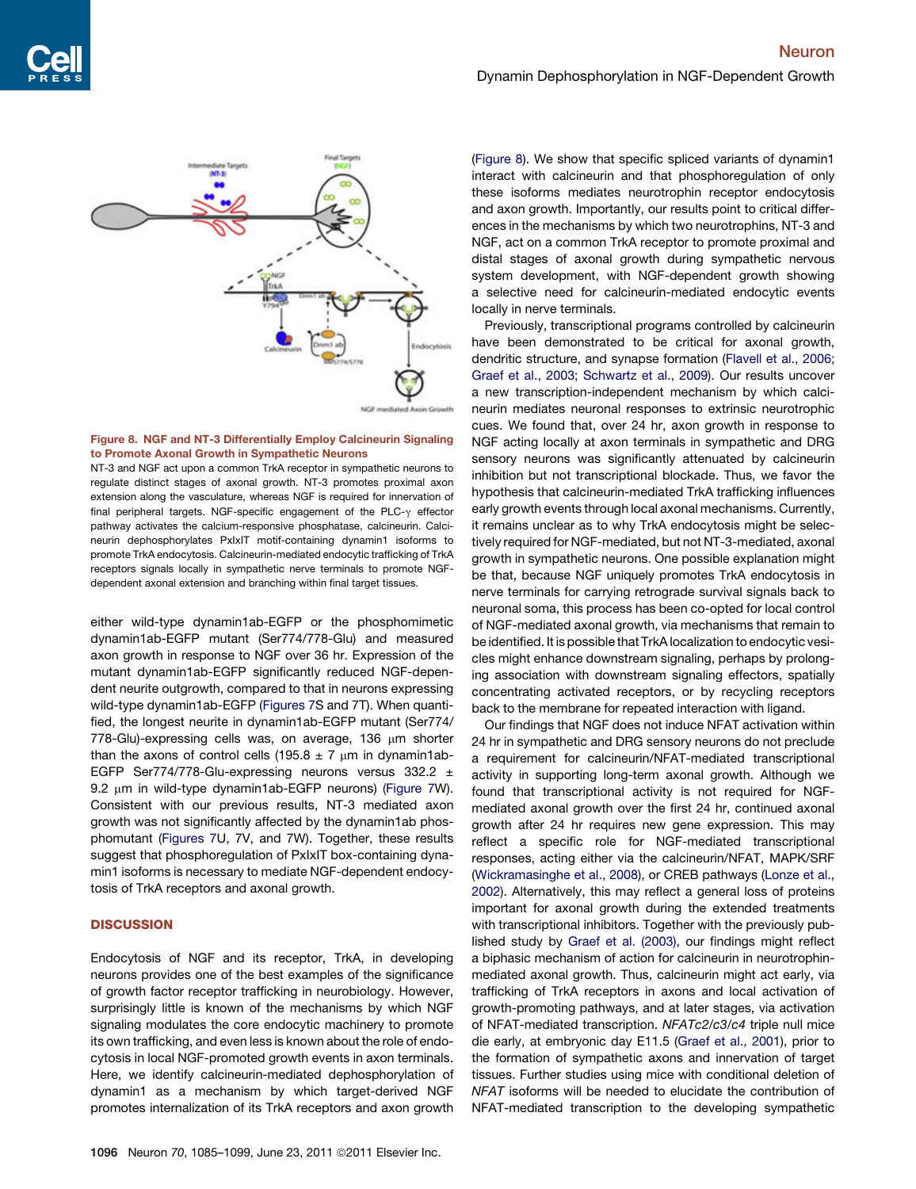**Figure 8. NGF and NT-3 Differentially Employ Calcineurin Signaling to Promote Axonal Growth in Sympathetic Neurons**

NT-3 and NGF act upon a common TrkA receptor in sympathetic neurons to regulate distinct stages of axonal growth. NT-3 promotes proximal axon extension along the vasculature, whereas NGF is required for innervation of final peripheral targets. NGF-specific engagement of the PLC-γ effector pathway activates the calcium-responsive phosphatase, calcineurin. Calcineurin dephosphorylates PxIxIT motif-containing dynamin1 isoforms to promote TrkA endocytosis. Calcineurin-mediated endocytic trafficking of TrkA receptors signals locally in sympathetic nerve terminals to promote NGF-dependent axonal extension and branching within final target tissues.

either wild-type dynamin1ab-EGFP or the phosphomimetic dynamin1ab-EGFP mutant (Ser774/778-Glu) and measured axon growth in response to NGF over 36 hr. Expression of the mutant dynamin1ab-EGFP significantly reduced NGF-dependent neurite outgrowth, compared to that in neurons expressing wild-type dynamin1ab-EGFP (Figures 7S and 7T). When quantified, the longest neurite in dynamin1ab-EGFP mutant (Ser774/778-Glu)-expressing cells was, on average, 136 μm shorter than the axons of control cells (195.8 ± 7 μm in dynamin1ab-EGFP Ser774/778-Glu-expressing neurons versus 332.2 ± 9.2 μm in wild-type dynamin1ab-EGFP neurons) (Figure 7W). Consistent with our previous results, NT-3 mediated axon growth was not significantly affected by the dynamin1ab phosphomutant (Figures 7U, 7V, and 7W). Together, these results suggest that phosphoregulation of PxIxIT box-containing dynamin1 isoforms is necessary to mediate NGF-dependent endocytosis of TrkA receptors and axonal growth.

## DISCUSSION

Endocytosis of NGF and its receptor, TrkA, in developing neurons provides one of the best examples of the significance of growth factor receptor trafficking in neurobiology. However, surprisingly little is known of the mechanisms by which NGF signaling modulates the core endocytic machinery to promote its own trafficking, and even less is known about the role of endocytosis in local NGF-promoted growth events in axon terminals. Here, we identify calcineurin-mediated dephosphorylation of dynamin1 as a mechanism by which target-derived NGF promotes internalization of its TrkA receptors and axon growth (Figure 8). We show that specific spliced variants of dynamin1 interact with calcineurin and that phosphoregulation of only these isoforms mediates neurotrophin receptor endocytosis and axon growth. Importantly, our results point to critical differences in the mechanisms by which two neurotrophins, NT-3 and NGF, act on a common TrkA receptor to promote proximal and distal stages of axonal growth during sympathetic nervous system development, with NGF-dependent growth showing a selective need for calcineurin-mediated endocytic events locally in nerve terminals.

Previously, transcriptional programs controlled by calcineurin have been demonstrated to be critical for axonal growth, dendritic structure, and synapse formation (Flavell et al., 2006; Graef et al., 2003; Schwartz et al., 2009). Our results uncover a new transcription-independent mechanism by which calcineurin mediates neuronal responses to extrinsic neurotrophic cues. We found that, over 24 hr, axon growth in response to NGF acting locally at axon terminals in sympathetic and DRG sensory neurons was significantly attenuated by calcineurin inhibition but not transcriptional blockade. Thus, we favor the hypothesis that calcineurin-mediated TrkA trafficking influences early growth events through local axonal mechanisms. Currently, it remains unclear as to why TrkA endocytosis might be selectively required for NGF-mediated, but not NT-3-mediated, axonal growth in sympathetic neurons. One possible explanation might be that, because NGF uniquely promotes TrkA endocytosis in nerve terminals for carrying retrograde survival signals back to neuronal soma, this process has been co-opted for local control of NGF-mediated axonal growth, via mechanisms that remain to be identified. It is possible that TrkA localization to endocytic vesicles might enhance downstream signaling, perhaps by prolonging association with downstream signaling effectors, spatially concentrating activated receptors, or by recycling receptors back to the membrane for repeated interaction with ligand.

Our findings that NGF does not induce NFAT activation within 24 hr in sympathetic and DRG sensory neurons do not preclude a requirement for calcineurin/NFAT-mediated transcriptional activity in supporting long-term axonal growth. Although we found that transcriptional activity is not required for NGF-mediated axonal growth over the first 24 hr, continued axonal growth after 24 hr requires new gene expression. This may reflect a specific role for NGF-mediated transcriptional responses, acting either via the calcineurin/NFAT, MAPK/SRF (Wickramasinghe et al., 2008), or CREB pathways (Lonze et al., 2002). Alternatively, this may reflect a general loss of proteins important for axonal growth during the extended treatments with transcriptional inhibitors. Together with the previously published study by Graef et al. (2003), our findings might reflect a biphasic mechanism of action for calcineurin in neurotrophin-mediated axonal growth. Thus, calcineurin might act early, via trafficking of TrkA receptors in axons and local activation of growth-promoting pathways, and at later stages, via activation of NFAT-mediated transcription. *NFATc2/c3/c4* triple null mice die early, at embryonic day E11.5 (Graef et al., 2001), prior to the formation of sympathetic axons and innervation of target tissues. Further studies using mice with conditional deletion of *NFAT* isoforms will be needed to elucidate the contribution of NFAT-mediated transcription to the developing sympathetic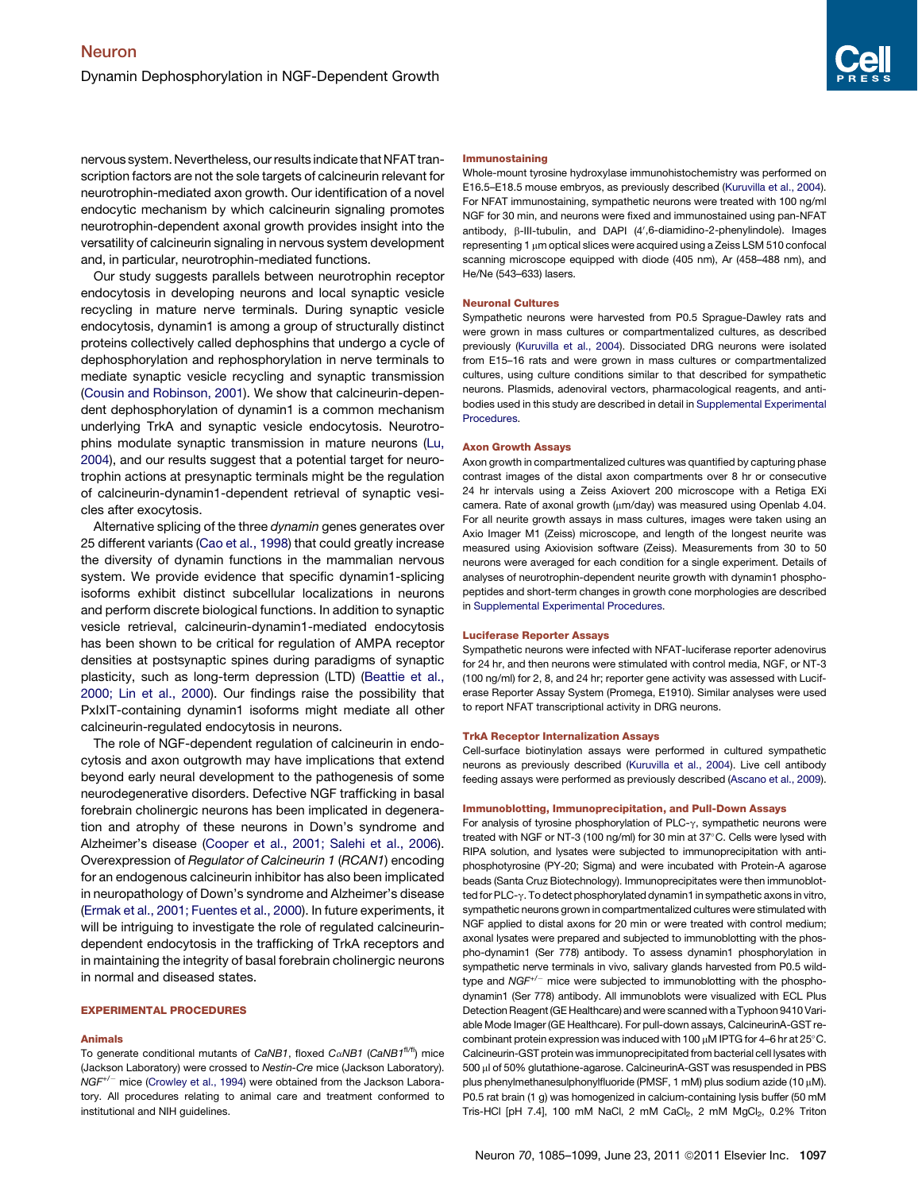nervous system. Nevertheless, our results indicate that NFAT transcription factors are not the sole targets of calcineurin relevant for neurotrophin-mediated axon growth. Our identification of a novel endocytic mechanism by which calcineurin signaling promotes neurotrophin-dependent axonal growth provides insight into the versatility of calcineurin signaling in nervous system development and, in particular, neurotrophin-mediated functions.

Our study suggests parallels between neurotrophin receptor endocytosis in developing neurons and local synaptic vesicle recycling in mature nerve terminals. During synaptic vesicle endocytosis, dynamin1 is among a group of structurally distinct proteins collectively called dephosphins that undergo a cycle of dephosphorylation and rephosphorylation in nerve terminals to mediate synaptic vesicle recycling and synaptic transmission (Cousin and Robinson, 2001). We show that calcineurin-dependent dephosphorylation of dynamin1 is a common mechanism underlying TrkA and synaptic vesicle endocytosis. Neurotrophins modulate synaptic transmission in mature neurons (Lu, 2004), and our results suggest that a potential target for neurotrophin actions at presynaptic terminals might be the regulation of calcineurin-dynamin1-dependent retrieval of synaptic vesicles after exocytosis.

Alternative splicing of the three *dynamin* genes generates over 25 different variants (Cao et al., 1998) that could greatly increase the diversity of dynamin functions in the mammalian nervous system. We provide evidence that specific dynamin1-splicing isoforms exhibit distinct subcellular localizations in neurons and perform discrete biological functions. In addition to synaptic vesicle retrieval, calcineurin-dynamin1-mediated endocytosis has been shown to be critical for regulation of AMPA receptor densities at postsynaptic spines during paradigms of synaptic plasticity, such as long-term depression (LTD) (Beattie et al., 2000; Lin et al., 2000). Our findings raise the possibility that PxIxIT-containing dynamin1 isoforms might mediate all other calcineurin-regulated endocytosis in neurons.

The role of NGF-dependent regulation of calcineurin in endocytosis and axon outgrowth may have implications that extend beyond early neural development to the pathogenesis of some neurodegenerative disorders. Defective NGF trafficking in basal forebrain cholinergic neurons has been implicated in degeneration and atrophy of these neurons in Down's syndrome and Alzheimer's disease (Cooper et al., 2001; Salehi et al., 2006). Overexpression of *Regulator of Calcineurin 1* (*RCAN1*) encoding for an endogenous calcineurin inhibitor has also been implicated in neuropathology of Down's syndrome and Alzheimer's disease (Ermak et al., 2001; Fuentes et al., 2000). In future experiments, it will be intriguing to investigate the role of regulated calcineurin-dependent endocytosis in the trafficking of TrkA receptors and in maintaining the integrity of basal forebrain cholinergic neurons in normal and diseased states.

## EXPERIMENTAL PROCEDURES

### Animals

To generate conditional mutants of *CaNB1*, floxed *CαNB1* (*CaNB1*$^{fl/fl}$) mice (Jackson Laboratory) were crossed to *Nestin-Cre* mice (Jackson Laboratory). *NGF*$^{+/-}$ mice (Crowley et al., 1994) were obtained from the Jackson Laboratory. All procedures relating to animal care and treatment conformed to institutional and NIH guidelines.

### Immunostaining

Whole-mount tyrosine hydroxylase immunohistochemistry was performed on E16.5–E18.5 mouse embryos, as previously described (Kuruvilla et al., 2004). For NFAT immunostaining, sympathetic neurons were treated with 100 ng/ml NGF for 30 min, and neurons were fixed and immunostained using pan-NFAT antibody, β-III-tubulin, and DAPI (4′,6-diamidino-2-phenylindole). Images representing 1 μm optical slices were acquired using a Zeiss LSM 510 confocal scanning microscope equipped with diode (405 nm), Ar (458–488 nm), and He/Ne (543–633) lasers.

### Neuronal Cultures

Sympathetic neurons were harvested from P0.5 Sprague-Dawley rats and were grown in mass cultures or compartmentalized cultures, as described previously (Kuruvilla et al., 2004). Dissociated DRG neurons were isolated from E15–16 rats and were grown in mass cultures or compartmentalized cultures, using culture conditions similar to that described for sympathetic neurons. Plasmids, adenoviral vectors, pharmacological reagents, and antibodies used in this study are described in detail in Supplemental Experimental Procedures.

### Axon Growth Assays

Axon growth in compartmentalized cultures was quantified by capturing phase contrast images of the distal axon compartments over 8 hr or consecutive 24 hr intervals using a Zeiss Axiovert 200 microscope with a Retiga EXi camera. Rate of axonal growth (μm/day) was measured using Openlab 4.04. For all neurite growth assays in mass cultures, images were taken using an Axio Imager M1 (Zeiss) microscope, and length of the longest neurite was measured using Axiovision software (Zeiss). Measurements from 30 to 50 neurons were averaged for each condition for a single experiment. Details of analyses of neurotrophin-dependent neurite growth with dynamin1 phosphopeptides and short-term changes in growth cone morphologies are described in Supplemental Experimental Procedures.

### Luciferase Reporter Assays

Sympathetic neurons were infected with NFAT-luciferase reporter adenovirus for 24 hr, and then neurons were stimulated with control media, NGF, or NT-3 (100 ng/ml) for 2, 8, and 24 hr; reporter gene activity was assessed with Luciferase Reporter Assay System (Promega, E1910). Similar analyses were used to report NFAT transcriptional activity in DRG neurons.

### TrkA Receptor Internalization Assays

Cell-surface biotinylation assays were performed in cultured sympathetic neurons as previously described (Kuruvilla et al., 2004). Live cell antibody feeding assays were performed as previously described (Ascano et al., 2009).

### Immunoblotting, Immunoprecipitation, and Pull-Down Assays

For analysis of tyrosine phosphorylation of PLC-γ, sympathetic neurons were treated with NGF or NT-3 (100 ng/ml) for 30 min at 37°C. Cells were lysed with RIPA solution, and lysates were subjected to immunoprecipitation with anti-phosphotyrosine (PY-20; Sigma) and were incubated with Protein-A agarose beads (Santa Cruz Biotechnology). Immunoprecipitates were then immunoblotted for PLC-γ. To detect phosphorylated dynamin1 in sympathetic axons in vitro, sympathetic neurons grown in compartmentalized cultures were stimulated with NGF applied to distal axons for 20 min or were treated with control medium; axonal lysates were prepared and subjected to immunoblotting with the phospho-dynamin1 (Ser 778) antibody. To assess dynamin1 phosphorylation in sympathetic nerve terminals in vivo, salivary glands harvested from P0.5 wild-type and *NGF*$^{+/-}$ mice were subjected to immunoblotting with the phospho-dynamin1 (Ser 778) antibody. All immunoblots were visualized with ECL Plus Detection Reagent (GE Healthcare) and were scanned with a Typhoon 9410 Variable Mode Imager (GE Healthcare). For pull-down assays, CalcineurinA-GST recombinant protein expression was induced with 100 μM IPTG for 4–6 hr at 25°C. Calcineurin-GST protein was immunoprecipitated from bacterial cell lysates with 500 μl of 50% glutathione-agarose. CalcineurinA-GST was resuspended in PBS plus phenylmethanesulphonylfluoride (PMSF, 1 mM) plus sodium azide (10 μM). P0.5 rat brain (1 g) was homogenized in calcium-containing lysis buffer (50 mM Tris-HCl [pH 7.4], 100 mM NaCl, 2 mM $CaCl_2$, 2 mM $MgCl_2$, 0.2% Triton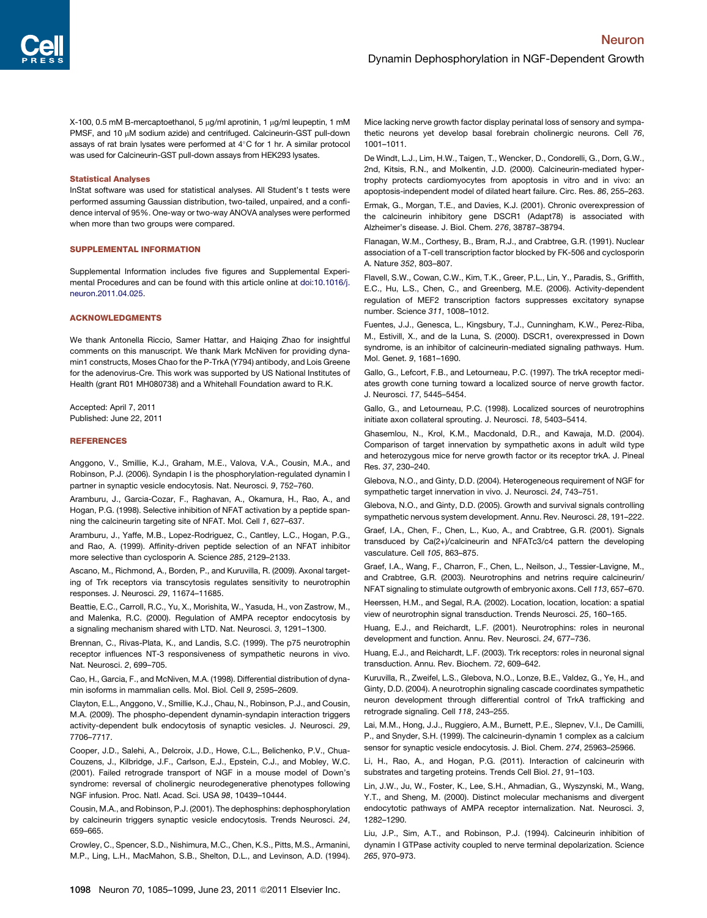X-100, 0.5 mM B-mercaptoethanol, 5 μg/ml aprotinin, 1 μg/ml leupeptin, 1 mM PMSF, and 10 μM sodium azide) and centrifuged. Calcineurin-GST pull-down assays of rat brain lysates were performed at 4°C for 1 hr. A similar protocol was used for Calcineurin-GST pull-down assays from HEK293 lysates.

### Statistical Analyses

InStat software was used for statistical analyses. All Student's t tests were performed assuming Gaussian distribution, two-tailed, unpaired, and a confidence interval of 95%. One-way or two-way ANOVA analyses were performed when more than two groups were compared.

## SUPPLEMENTAL INFORMATION

Supplemental Information includes five figures and Supplemental Experimental Procedures and can be found with this article online at doi:10.1016/j.neuron.2011.04.025.

## ACKNOWLEDGMENTS

We thank Antonella Riccio, Samer Hattar, and Haiqing Zhao for insightful comments on this manuscript. We thank Mark McNiven for providing dynamin1 constructs, Moses Chao for the P-TrkA (Y794) antibody, and Lois Greene for the adenovirus-Cre. This work was supported by US National Institutes of Health (grant R01 MH080738) and a Whitehall Foundation award to R.K.

Accepted: April 7, 2011
Published: June 22, 2011

## REFERENCES

Anggono, V., Smillie, K.J., Graham, M.E., Valova, V.A., Cousin, M.A., and Robinson, P.J. (2006). Syndapin I is the phosphorylation-regulated dynamin I partner in synaptic vesicle endocytosis. Nat. Neurosci. *9*, 752–760.

Aramburu, J., Garcia-Cozar, F., Raghavan, A., Okamura, H., Rao, A., and Hogan, P.G. (1998). Selective inhibition of NFAT activation by a peptide spanning the calcineurin targeting site of NFAT. Mol. Cell *1*, 627–637.

Aramburu, J., Yaffe, M.B., Lopez-Rodriguez, C., Cantley, L.C., Hogan, P.G., and Rao, A. (1999). Affinity-driven peptide selection of an NFAT inhibitor more selective than cyclosporin A. Science *285*, 2129–2133.

Ascano, M., Richmond, A., Borden, P., and Kuruvilla, R. (2009). Axonal targeting of Trk receptors via transcytosis regulates sensitivity to neurotrophin responses. J. Neurosci. *29*, 11674–11685.

Beattie, E.C., Carroll, R.C., Yu, X., Morishita, W., Yasuda, H., von Zastrow, M., and Malenka, R.C. (2000). Regulation of AMPA receptor endocytosis by a signaling mechanism shared with LTD. Nat. Neurosci. *3*, 1291–1300.

Brennan, C., Rivas-Plata, K., and Landis, S.C. (1999). The p75 neurotrophin receptor influences NT-3 responsiveness of sympathetic neurons in vivo. Nat. Neurosci. *2*, 699–705.

Cao, H., Garcia, F., and McNiven, M.A. (1998). Differential distribution of dynamin isoforms in mammalian cells. Mol. Biol. Cell *9*, 2595–2609.

Clayton, E.L., Anggono, V., Smillie, K.J., Chau, N., Robinson, P.J., and Cousin, M.A. (2009). The phospho-dependent dynamin-syndapin interaction triggers activity-dependent bulk endocytosis of synaptic vesicles. J. Neurosci. *29*, 7706–7717.

Cooper, J.D., Salehi, A., Delcroix, J.D., Howe, C.L., Belichenko, P.V., Chua-Couzens, J., Kilbridge, J.F., Carlson, E.J., Epstein, C.J., and Mobley, W.C. (2001). Failed retrograde transport of NGF in a mouse model of Down's syndrome: reversal of cholinergic neurodegenerative phenotypes following NGF infusion. Proc. Natl. Acad. Sci. USA *98*, 10439–10444.

Cousin, M.A., and Robinson, P.J. (2001). The dephosphins: dephosphorylation by calcineurin triggers synaptic vesicle endocytosis. Trends Neurosci. *24*, 659–665.

Crowley, C., Spencer, S.D., Nishimura, M.C., Chen, K.S., Pitts, M.S., Armanini, M.P., Ling, L.H., MacMahon, S.B., Shelton, D.L., and Levinson, A.D. (1994). Mice lacking nerve growth factor display perinatal loss of sensory and sympathetic neurons yet develop basal forebrain cholinergic neurons. Cell *76*, 1001–1011.

De Windt, L.J., Lim, H.W., Taigen, T., Wencker, D., Condorelli, G., Dorn, G.W., 2nd, Kitsis, R.N., and Molkentin, J.D. (2000). Calcineurin-mediated hypertrophy protects cardiomyocytes from apoptosis in vitro and in vivo: an apoptosis-independent model of dilated heart failure. Circ. Res. *86*, 255–263.

Ermak, G., Morgan, T.E., and Davies, K.J. (2001). Chronic overexpression of the calcineurin inhibitory gene DSCR1 (Adapt78) is associated with Alzheimer's disease. J. Biol. Chem. *276*, 38787–38794.

Flanagan, W.M., Corthesy, B., Bram, R.J., and Crabtree, G.R. (1991). Nuclear association of a T-cell transcription factor blocked by FK-506 and cyclosporin A. Nature *352*, 803–807.

Flavell, S.W., Cowan, C.W., Kim, T.K., Greer, P.L., Lin, Y., Paradis, S., Griffith, E.C., Hu, L.S., Chen, C., and Greenberg, M.E. (2006). Activity-dependent regulation of MEF2 transcription factors suppresses excitatory synapse number. Science *311*, 1008–1012.

Fuentes, J.J., Genesca, L., Kingsbury, T.J., Cunningham, K.W., Perez-Riba, M., Estivill, X., and de la Luna, S. (2000). DSCR1, overexpressed in Down syndrome, is an inhibitor of calcineurin-mediated signaling pathways. Hum. Mol. Genet. *9*, 1681–1690.

Gallo, G., Lefcort, F.B., and Letourneau, P.C. (1997). The trkA receptor mediates growth cone turning toward a localized source of nerve growth factor. J. Neurosci. *17*, 5445–5454.

Gallo, G., and Letourneau, P.C. (1998). Localized sources of neurotrophins initiate axon collateral sprouting. J. Neurosci. *18*, 5403–5414.

Ghasemlou, N., Krol, K.M., Macdonald, D.R., and Kawaja, M.D. (2004). Comparison of target innervation by sympathetic axons in adult wild type and heterozygous mice for nerve growth factor or its receptor trkA. J. Pineal Res. *37*, 230–240.

Glebova, N.O., and Ginty, D.D. (2004). Heterogeneous requirement of NGF for sympathetic target innervation in vivo. J. Neurosci. *24*, 743–751.

Glebova, N.O., and Ginty, D.D. (2005). Growth and survival signals controlling sympathetic nervous system development. Annu. Rev. Neurosci. *28*, 191–222.

Graef, I.A., Chen, F., Chen, L., Kuo, A., and Crabtree, G.R. (2001). Signals transduced by Ca(2+)/calcineurin and NFATc3/c4 pattern the developing vasculature. Cell *105*, 863–875.

Graef, I.A., Wang, F., Charron, F., Chen, L., Neilson, J., Tessier-Lavigne, M., and Crabtree, G.R. (2003). Neurotrophins and netrins require calcineurin/NFAT signaling to stimulate outgrowth of embryonic axons. Cell *113*, 657–670.

Heerssen, H.M., and Segal, R.A. (2002). Location, location, location: a spatial view of neurotrophin signal transduction. Trends Neurosci. *25*, 160–165.

Huang, E.J., and Reichardt, L.F. (2001). Neurotrophins: roles in neuronal development and function. Annu. Rev. Neurosci. *24*, 677–736.

Huang, E.J., and Reichardt, L.F. (2003). Trk receptors: roles in neuronal signal transduction. Annu. Rev. Biochem. *72*, 609–642.

Kuruvilla, R., Zweifel, L.S., Glebova, N.O., Lonze, B.E., Valdez, G., Ye, H., and Ginty, D.D. (2004). A neurotrophin signaling cascade coordinates sympathetic neuron development through differential control of TrkA trafficking and retrograde signaling. Cell *118*, 243–255.

Lai, M.M., Hong, J.J., Ruggiero, A.M., Burnett, P.E., Slepnev, V.I., De Camilli, P., and Snyder, S.H. (1999). The calcineurin-dynamin 1 complex as a calcium sensor for synaptic vesicle endocytosis. J. Biol. Chem. *274*, 25963–25966.

Li, H., Rao, A., and Hogan, P.G. (2011). Interaction of calcineurin with substrates and targeting proteins. Trends Cell Biol. *21*, 91–103.

Lin, J.W., Ju, W., Foster, K., Lee, S.H., Ahmadian, G., Wyszynski, M., Wang, Y.T., and Sheng, M. (2000). Distinct molecular mechanisms and divergent endocytotic pathways of AMPA receptor internalization. Nat. Neurosci. *3*, 1282–1290.

Liu, J.P., Sim, A.T., and Robinson, P.J. (1994). Calcineurin inhibition of dynamin I GTPase activity coupled to nerve terminal depolarization. Science *265*, 970–973.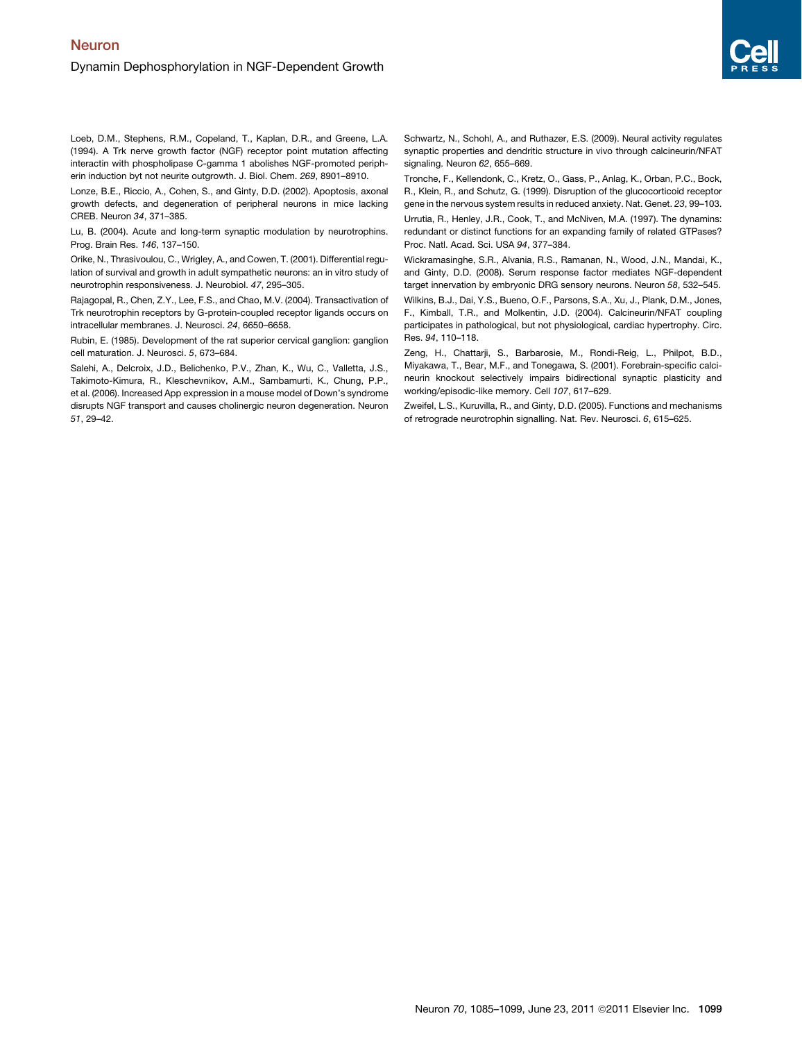Loeb, D.M., Stephens, R.M., Copeland, T., Kaplan, D.R., and Greene, L.A. (1994). A Trk nerve growth factor (NGF) receptor point mutation affecting interactin with phospholipase C-gamma 1 abolishes NGF-promoted peripherin induction byt not neurite outgrowth. J. Biol. Chem. *269*, 8901–8910.

Lonze, B.E., Riccio, A., Cohen, S., and Ginty, D.D. (2002). Apoptosis, axonal growth defects, and degeneration of peripheral neurons in mice lacking CREB. Neuron *34*, 371–385.

Lu, B. (2004). Acute and long-term synaptic modulation by neurotrophins. Prog. Brain Res. *146*, 137–150.

Orike, N., Thrasivoulou, C., Wrigley, A., and Cowen, T. (2001). Differential regulation of survival and growth in adult sympathetic neurons: an in vitro study of neurotrophin responsiveness. J. Neurobiol. *47*, 295–305.

Rajagopal, R., Chen, Z.Y., Lee, F.S., and Chao, M.V. (2004). Transactivation of Trk neurotrophin receptors by G-protein-coupled receptor ligands occurs on intracellular membranes. J. Neurosci. *24*, 6650–6658.

Rubin, E. (1985). Development of the rat superior cervical ganglion: ganglion cell maturation. J. Neurosci. *5*, 673–684.

Salehi, A., Delcroix, J.D., Belichenko, P.V., Zhan, K., Wu, C., Valletta, J.S., Takimoto-Kimura, R., Kleschevnikov, A.M., Sambamurti, K., Chung, P.P., et al. (2006). Increased App expression in a mouse model of Down's syndrome disrupts NGF transport and causes cholinergic neuron degeneration. Neuron *51*, 29–42.

Schwartz, N., Schohl, A., and Ruthazer, E.S. (2009). Neural activity regulates synaptic properties and dendritic structure in vivo through calcineurin/NFAT signaling. Neuron *62*, 655–669.

Tronche, F., Kellendonk, C., Kretz, O., Gass, P., Anlag, K., Orban, P.C., Bock, R., Klein, R., and Schutz, G. (1999). Disruption of the glucocorticoid receptor gene in the nervous system results in reduced anxiety. Nat. Genet. *23*, 99–103.

Urrutia, R., Henley, J.R., Cook, T., and McNiven, M.A. (1997). The dynamins: redundant or distinct functions for an expanding family of related GTPases? Proc. Natl. Acad. Sci. USA *94*, 377–384.

Wickramasinghe, S.R., Alvania, R.S., Ramanan, N., Wood, J.N., Mandai, K., and Ginty, D.D. (2008). Serum response factor mediates NGF-dependent target innervation by embryonic DRG sensory neurons. Neuron *58*, 532–545.

Wilkins, B.J., Dai, Y.S., Bueno, O.F., Parsons, S.A., Xu, J., Plank, D.M., Jones, F., Kimball, T.R., and Molkentin, J.D. (2004). Calcineurin/NFAT coupling participates in pathological, but not physiological, cardiac hypertrophy. Circ. Res. *94*, 110–118.

Zeng, H., Chattarji, S., Barbarosie, M., Rondi-Reig, L., Philpot, B.D., Miyakawa, T., Bear, M.F., and Tonegawa, S. (2001). Forebrain-specific calcineurin knockout selectively impairs bidirectional synaptic plasticity and working/episodic-like memory. Cell *107*, 617–629.

Zweifel, L.S., Kuruvilla, R., and Ginty, D.D. (2005). Functions and mechanisms of retrograde neurotrophin signalling. Nat. Rev. Neurosci. *6*, 615–625.